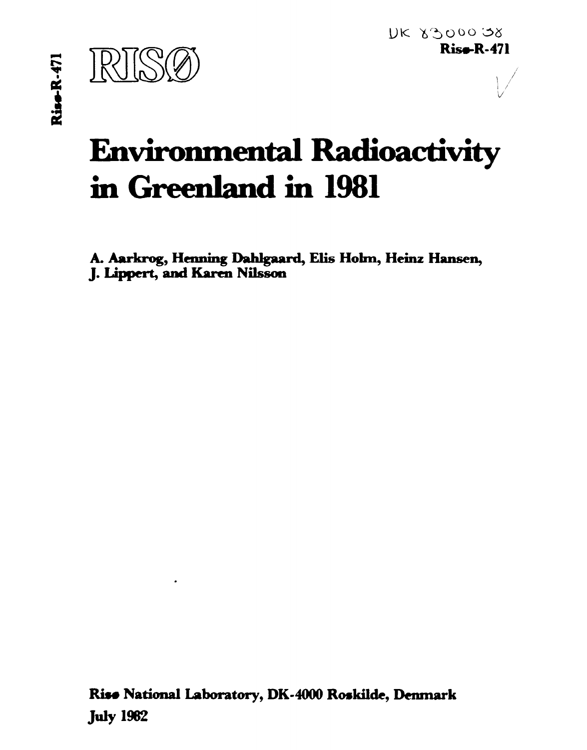DK 8300038

Risø-R-471

RISØ

# Environmental Radioactivity in Greenland in 1981

**A. Aarkrog, Henning Dahlgaard, Elis Holm, Heinz Hansen, J. Lippert, and Karen Nilsson**

**Risø National Laboratory, DK-4000 Roskilde, Denmark**
**July 1982**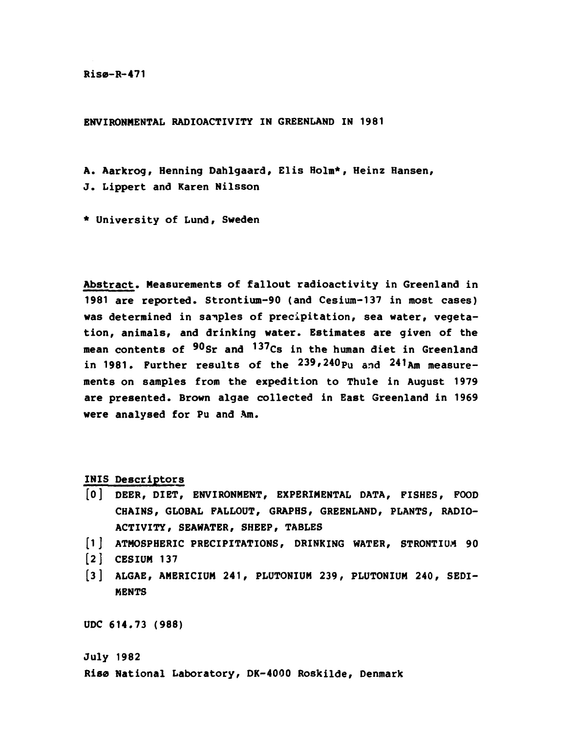Risø-R-471

# ENVIRONMENTAL RADIOACTIVITY IN GREENLAND IN 1981

A. Aarkrog, Henning Dahlgaard, Elis Holm*, Heinz Hansen,
J. Lippert and Karen Nilsson

* University of Lund, Sweden

Abstract. Measurements of fallout radioactivity in Greenland in 1981 are reported. Strontium-90 (and Cesium-137 in most cases) was determined in samples of precipitation, sea water, vegetation, animals, and drinking water. Estimates are given of the mean contents of $^{90}$Sr and $^{137}$Cs in the human diet in Greenland in 1981. Further results of the $^{239,240}$Pu and $^{241}$Am measurements on samples from the expedition to Thule in August 1979 are presented. Brown algae collected in East Greenland in 1969 were analysed for Pu and Am.

INIS Descriptors

[0] DEER, DIET, ENVIRONMENT, EXPERIMENTAL DATA, FISHES, FOOD CHAINS, GLOBAL FALLOUT, GRAPHS, GREENLAND, PLANTS, RADIOACTIVITY, SEAWATER, SHEEP, TABLES

[1] ATMOSPHERIC PRECIPITATIONS, DRINKING WATER, STRONTIUM 90

[2] CESIUM 137

[3] ALGAE, AMERICIUM 241, PLUTONIUM 239, PLUTONIUM 240, SEDIMENTS

UDC 614.73 (988)

July 1982

Risø National Laboratory, DK-4000 Roskilde, Denmark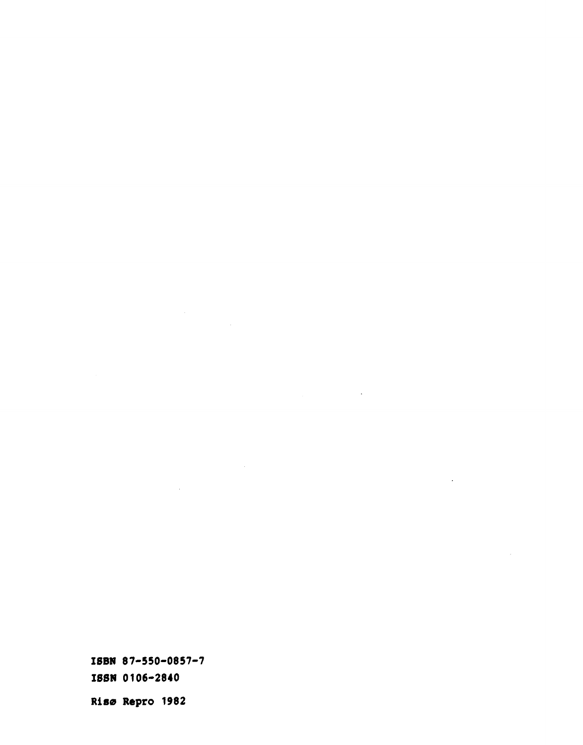ISBN 87-550-0857-7

ISSN 0106-2840

Risø Repro 1982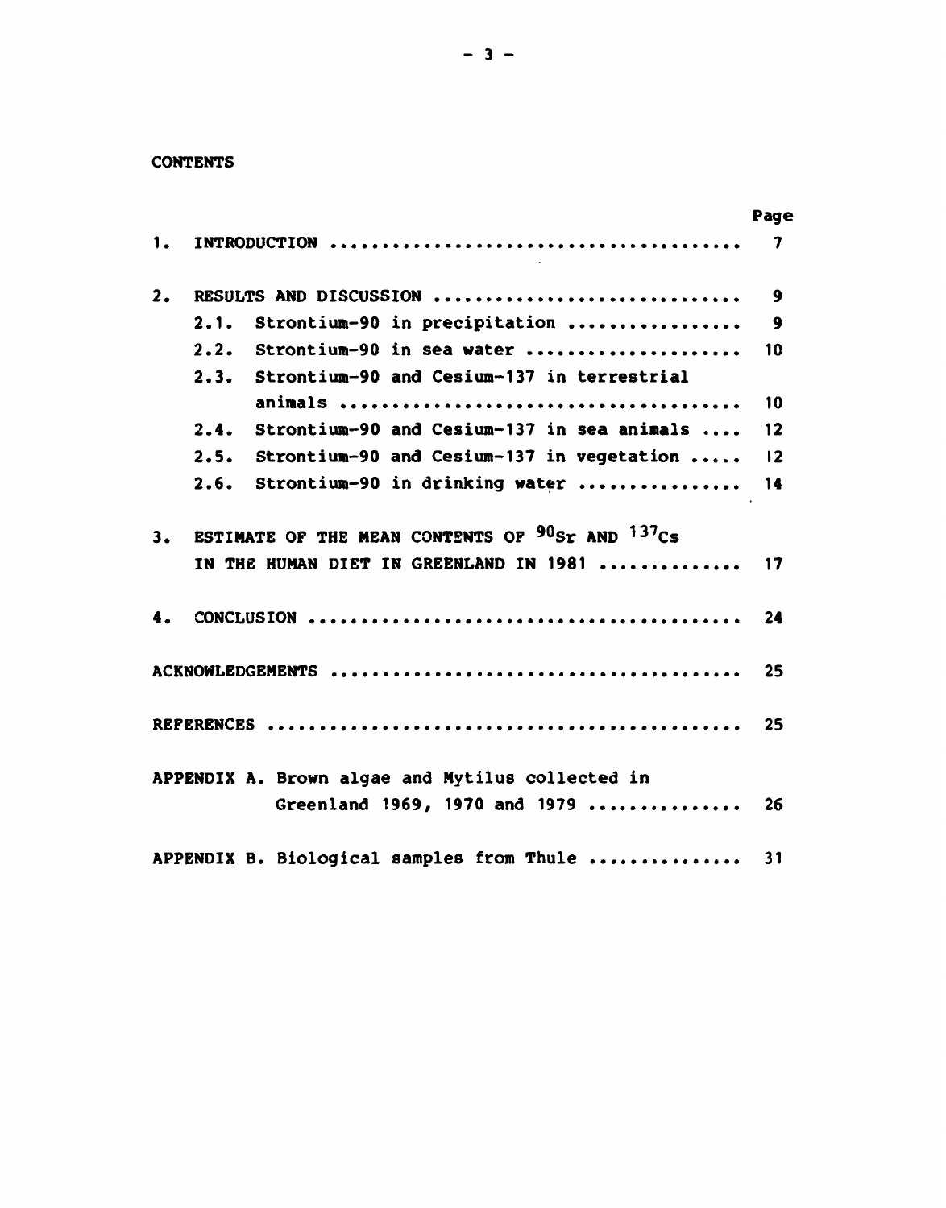## CONTENTS

| | Page |
|---|---|
| 1. INTRODUCTION | 7 |
| 2. RESULTS AND DISCUSSION | 9 |
| 2.1. Strontium-90 in precipitation | 9 |
| 2.2. Strontium-90 in sea water | 10 |
| 2.3. Strontium-90 and Cesium-137 in terrestrial animals | 10 |
| 2.4. Strontium-90 and Cesium-137 in sea animals | 12 |
| 2.5. Strontium-90 and Cesium-137 in vegetation | 12 |
| 2.6. Strontium-90 in drinking water | 14 |
| 3. ESTIMATE OF THE MEAN CONTENTS OF $^{90}$Sr AND $^{137}$Cs IN THE HUMAN DIET IN GREENLAND IN 1981 | 17 |
| 4. CONCLUSION | 24 |
| ACKNOWLEDGEMENTS | 25 |
| REFERENCES | 25 |
| APPENDIX A. Brown algae and Mytilus collected in Greenland 1969, 1970 and 1979 | 26 |
| APPENDIX B. Biological samples from Thule | 31 |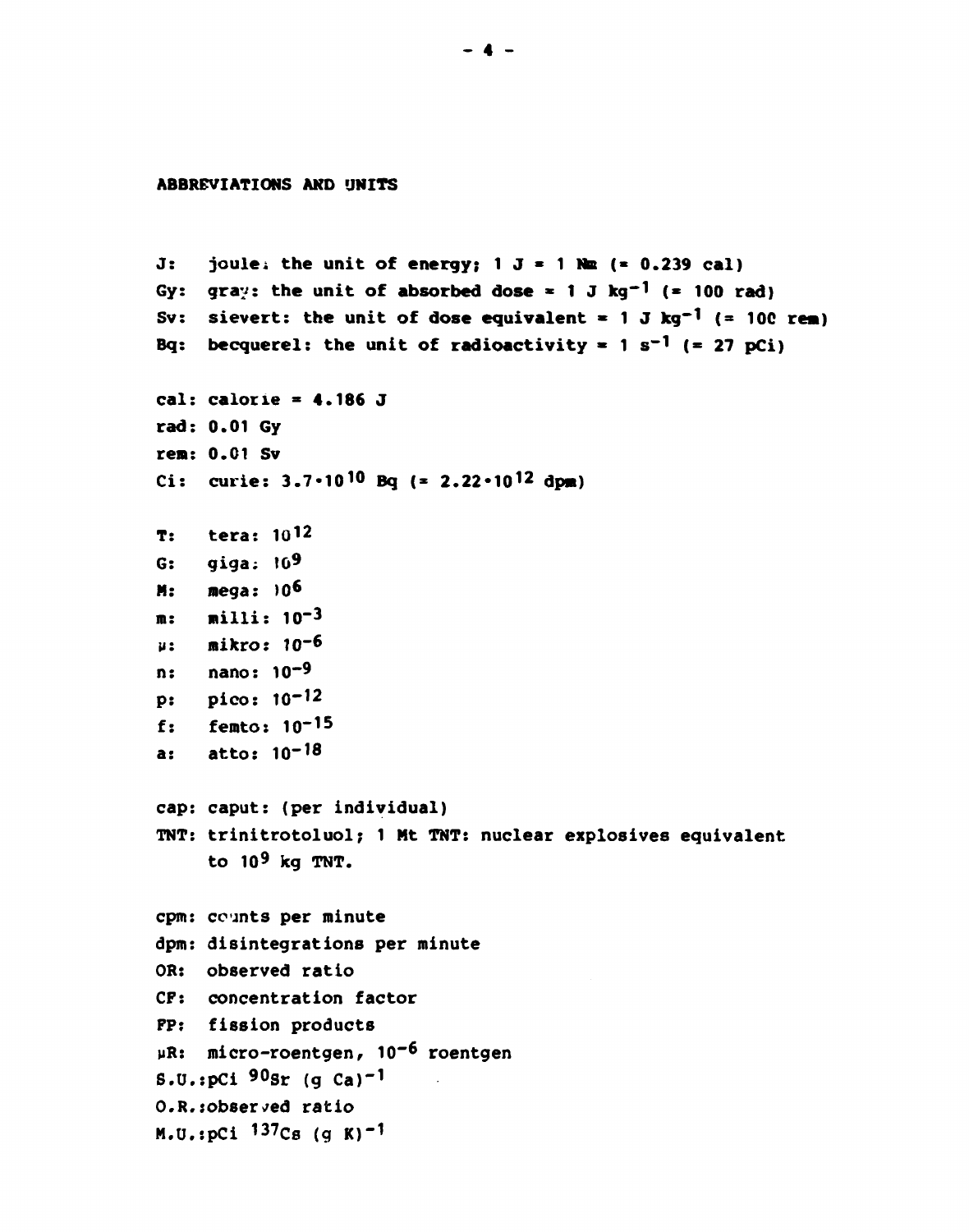## ABBREVIATIONS AND UNITS

J: joule: the unit of energy; 1 J = 1 Nm (= 0.239 cal)
Gy: gray: the unit of absorbed dose = 1 J $kg^{-1}$ (= 100 rad)
Sv: sievert: the unit of dose equivalent = 1 J $kg^{-1}$ (= 100 rem)
Bq: becquerel: the unit of radioactivity = 1 $s^{-1}$ (= 27 pCi)

cal: calorie = 4.186 J
rad: 0.01 Gy
rem: 0.01 Sv
Ci: curie: $3.7 \cdot 10^{10}$ Bq (= $2.22 \cdot 10^{12}$ dpm)

T: tera: $10^{12}$
G: giga: $10^{9}$
M: mega: $10^{6}$
m: milli: $10^{-3}$
μ: mikro: $10^{-6}$
n: nano: $10^{-9}$
p: pico: $10^{-12}$
f: femto: $10^{-15}$
a: atto: $10^{-18}$

cap: caput: (per individual)
TNT: trinitrotoluol; 1 Mt TNT: nuclear explosives equivalent to $10^{9}$ kg TNT.

cpm: counts per minute
dpm: disintegrations per minute
OR: observed ratio
CF: concentration factor
FP: fission products
μR: micro-roentgen, $10^{-6}$ roentgen
S.U.: pCi $^{90}Sr$ (g Ca)$^{-1}$
O.R.: observed ratio
M.U.: pCi $^{137}Cs$ (g K)$^{-1}$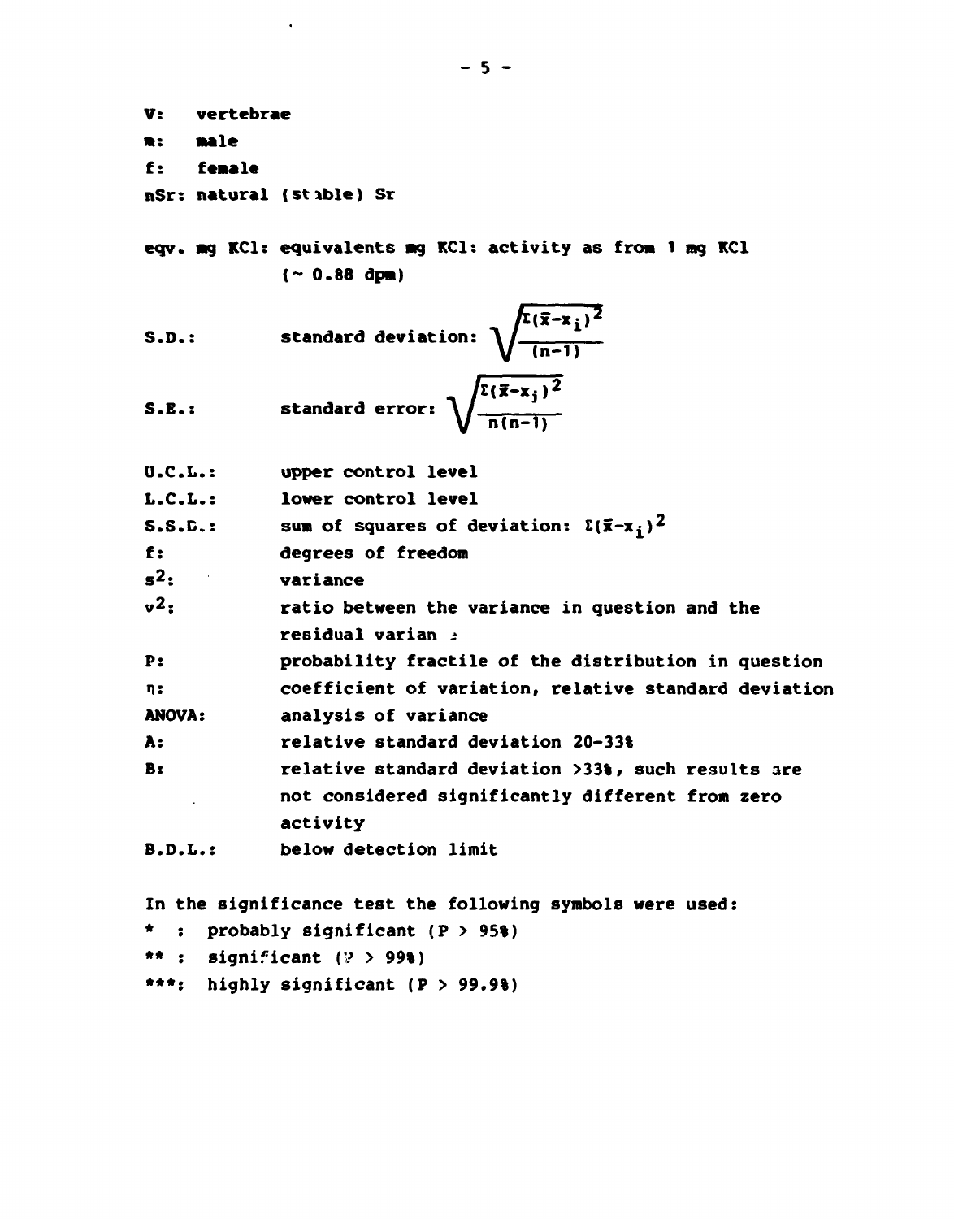V: vertebrae

m: male

f: female

nSr: natural (stable) Sr

eqv. mg KCl: equivalents mg KCl: activity as from 1 mg KCl (~ 0.88 dpm)

| | |
|---|---|
| S.D.: | standard deviation: $\sqrt{\frac{\Sigma(\bar{x}-x_i)^2}{(n-1)}}$ |
| S.E.: | standard error: $\sqrt{\frac{\Sigma(\bar{x}-x_i)^2}{n(n-1)}}$ |
| U.C.L.: | upper control level |
| L.C.L.: | lower control level |
| S.S.D.: | sum of squares of deviation: $\Sigma(\bar{x}-x_i)^2$ |
| f: | degrees of freedom |
| $s^2$: | variance |
| $v^2$: | ratio between the variance in question and the residual variance |
| P: | probability fractile of the distribution in question |
| $\eta$: | coefficient of variation, relative standard deviation |
| ANOVA: | analysis of variance |
| A: | relative standard deviation 20-33% |
| B: | relative standard deviation >33%, such results are not considered significantly different from zero activity |
| B.D.L.: | below detection limit |

In the significance test the following symbols were used:

- \* : probably significant (P > 95%)
- \*\* : significant (P > 99%)
- \*\*\*: highly significant (P > 99.9%)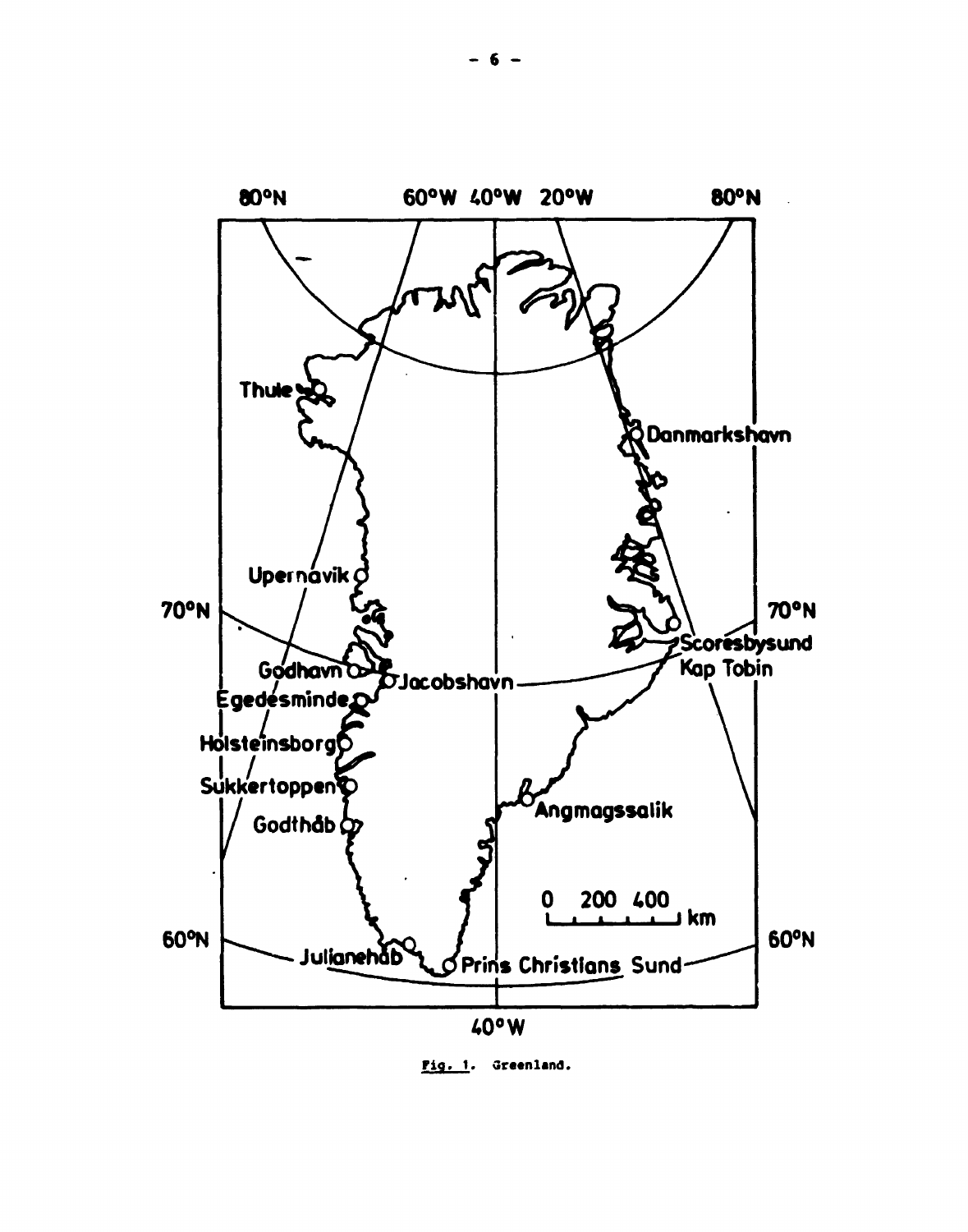Fig. 1. Greenland.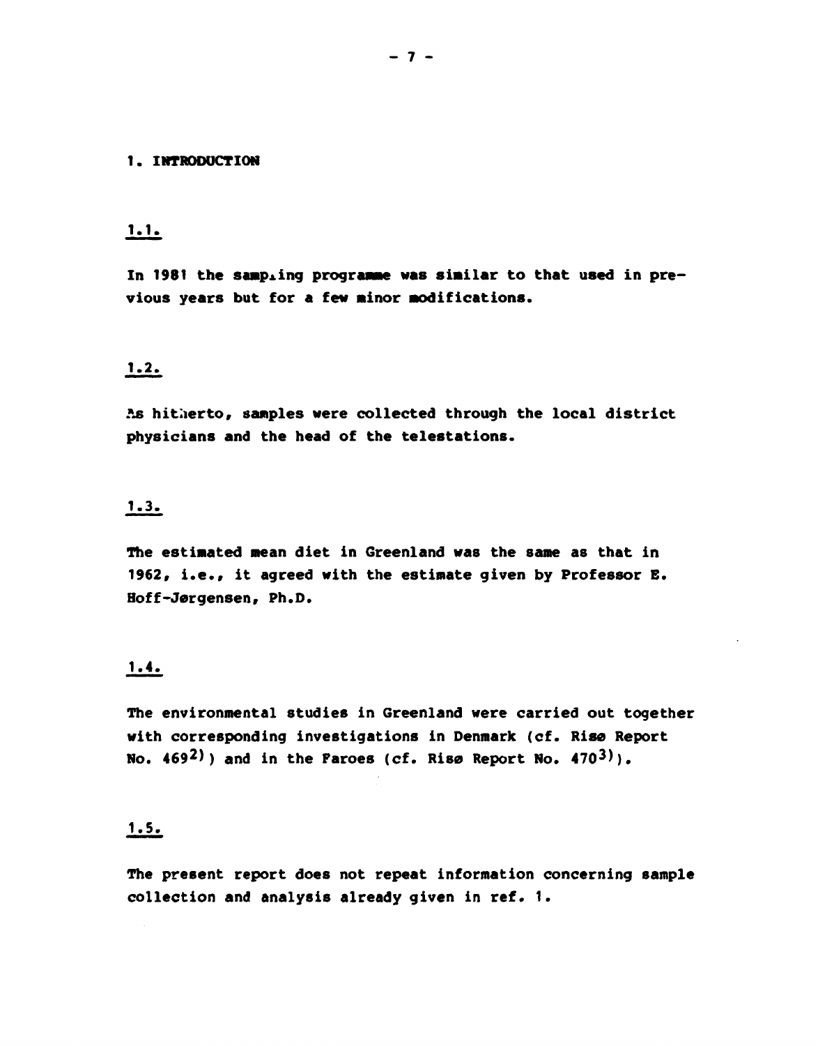# 1. INTRODUCTION

## 1.1.

In 1981 the sampling programme was similar to that used in previous years but for a few minor modifications.

## 1.2.

As hitherto, samples were collected through the local district physicians and the head of the telestations.

## 1.3.

The estimated mean diet in Greenland was the same as that in 1962, i.e., it agreed with the estimate given by Professor E. Hoff-Jørgensen, Ph.D.

## 1.4.

The environmental studies in Greenland were carried out together with corresponding investigations in Denmark (cf. Risø Report No. 469[2]) and in the Faroes (cf. Risø Report No. 470[3]).

## 1.5.

The present report does not repeat information concerning sample collection and analysis already given in ref. 1.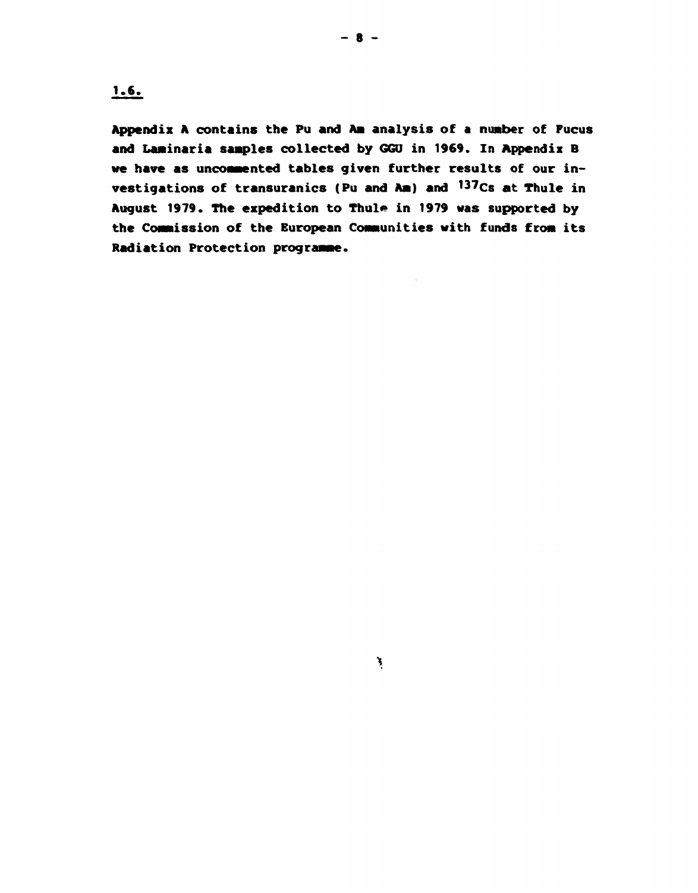1.6.

Appendix A contains the Pu and Am analysis of a number of Fucus and Laminaria samples collected by GGU in 1969. In Appendix B we have as uncommented tables given further results of our investigations of transuranics (Pu and Am) and $^{137}Cs$ at Thule in August 1979. The expedition to Thule in 1979 was supported by the Commission of the European Communities with funds from its Radiation Protection programme.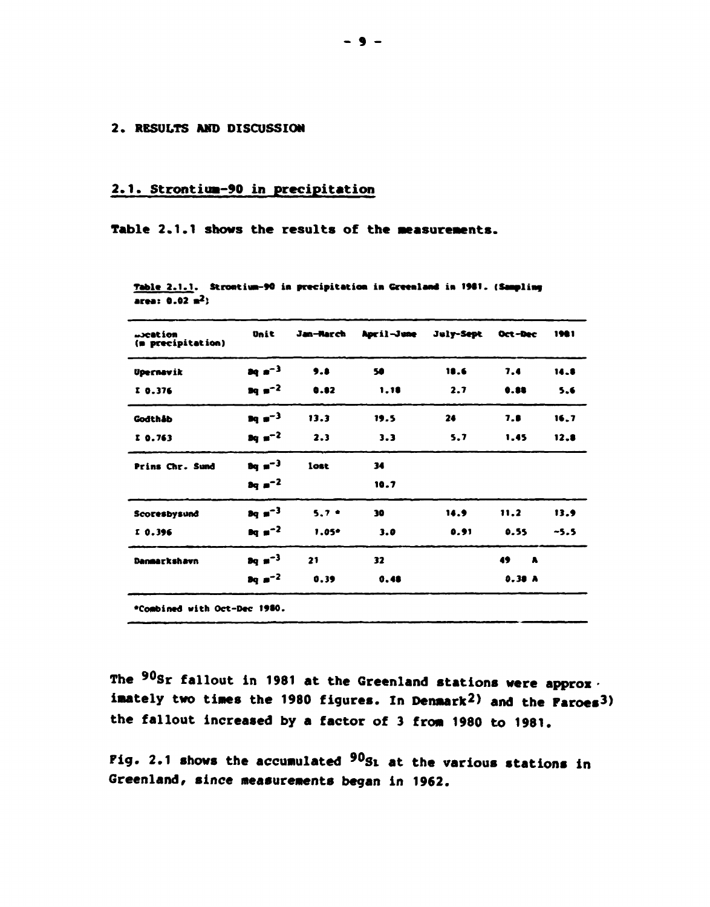## 2. RESULTS AND DISCUSSION

### 2.1. Strontium-90 in precipitation

Table 2.1.1 shows the results of the measurements.

Table 2.1.1. Strontium-90 in precipitation in Greenland in 1981. (Sampling area: 0.02 $m^2$)

| Location (m precipitation) | Unit | Jan-March | April-June | July-Sept | Oct-Dec | 1981 |
|---|---|---|---|---|---|---|
| Upernavik | Bq $m^{-3}$ | 9.8 | 58 | 18.6 | 7.4 | 14.8 |
| Σ 0.376 | Bq $m^{-2}$ | 0.82 | 1.18 | 2.7 | 0.88 | 5.6 |
| Godthåb | Bq $m^{-3}$ | 13.3 | 19.5 | 24 | 7.8 | 16.7 |
| Σ 0.763 | Bq $m^{-2}$ | 2.3 | 3.3 | 5.7 | 1.45 | 12.8 |
| Prins Chr. Sund | Bq $m^{-3}$ | lost | 34 | | | |
| | Bq $m^{-2}$ | | 10.7 | | | |
| Scoresbysund | Bq $m^{-3}$ | 5.7 * | 30 | 14.9 | 11.2 | 13.9 |
| Σ 0.396 | Bq $m^{-2}$ | 1.05* | 3.0 | 0.91 | 0.55 | ~5.5 |
| Danmarkshavn | Bq $m^{-3}$ | 21 | 32 | | 49 A | |
| | Bq $m^{-2}$ | 0.39 | 0.48 | | 0.38 A | |

*Combined with Oct-Dec 1980.

The $^{90}Sr$ fallout in 1981 at the Greenland stations were approximately two times the 1980 figures. In Denmark[2] and the Faroes[3] the fallout increased by a factor of 3 from 1980 to 1981.

Fig. 2.1 shows the accumulated $^{90}Sr$ at the various stations in Greenland, since measurements began in 1962.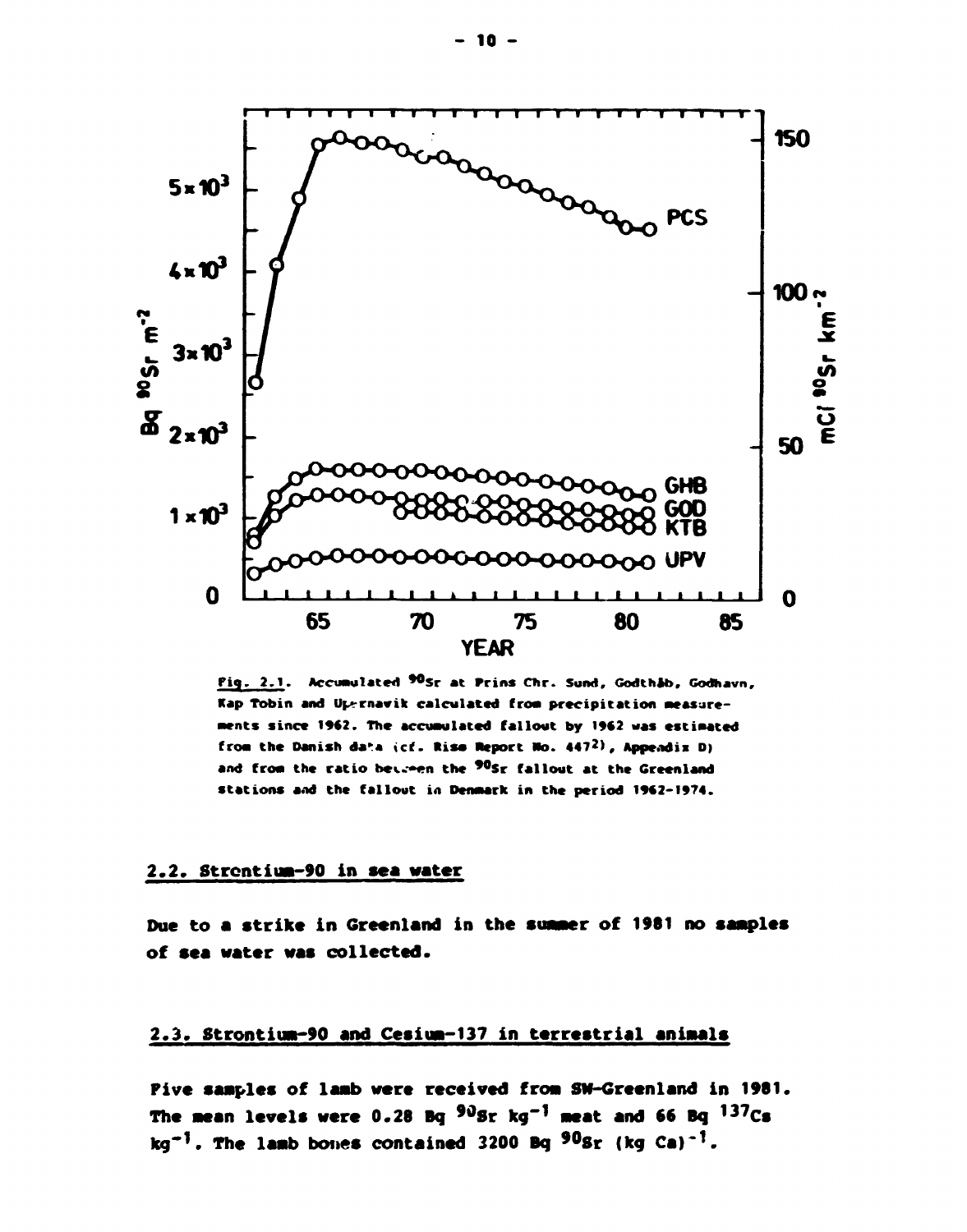Fig. 2.1. Accumulated $^{90}Sr$ at Prins Chr. Sund, Godthåb, Godhavn, Kap Tobin and Upernavik calculated from precipitation measurements since 1962. The accumulated fallout by 1962 was estimated from the Danish data (cf. Risø Report No. 447[2], Appendix D) and from the ratio between the $^{90}Sr$ fallout at the Greenland stations and the fallout in Denmark in the period 1962-1974.

## 2.2. Strontium-90 in sea water

Due to a strike in Greenland in the summer of 1981 no samples of sea water was collected.

## 2.3. Strontium-90 and Cesium-137 in terrestrial animals

Five samples of lamb were received from SW-Greenland in 1981. The mean levels were 0.28 Bq $^{90}Sr$ $kg^{-1}$ meat and 66 Bq $^{137}Cs$ $kg^{-1}$. The lamb bones contained 3200 Bq $^{90}Sr$ $(kg\ Ca)^{-1}$.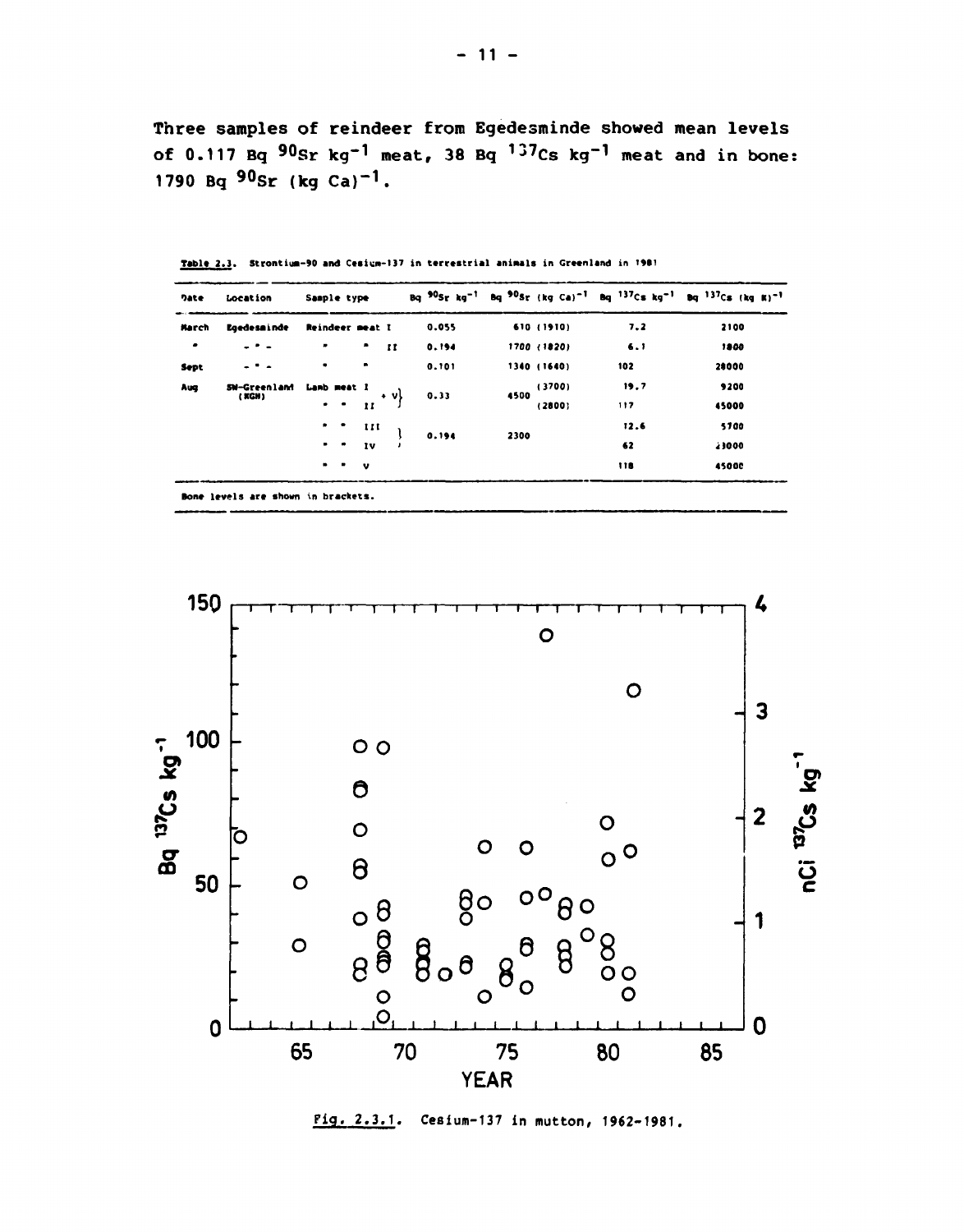Three samples of reindeer from Egedesminde showed mean levels of 0.117 Bq $^{90}Sr$ kg$^{-1}$ meat, 38 Bq $^{137}Cs$ kg$^{-1}$ meat and in bone: 1790 Bq $^{90}Sr$ (kg Ca)$^{-1}$.

Table 2.3. Strontium-90 and Cesium-137 in terrestrial animals in Greenland in 1981

| Date | Location | Sample type | Bq $^{90}Sr$ kg$^{-1}$ | Bq $^{90}Sr$ (kg Ca)$^{-1}$ | Bq $^{137}Cs$ kg$^{-1}$ | Bq $^{137}Cs$ (kg K)$^{-1}$ |
|---|---|---|---|---|---|---|
| March | Egedesminde | Reindeer meat I | 0.055 | 610 (1910) | 7.2 | 2100 |
| " | - " - | " " II | 0.194 | 1700 (1820) | 6.1 | 1800 |
| Sept | - " - | " " | 0.101 | 1340 (1640) | 102 | 28000 |
| Aug | SW-Greenland (KGH) | Lamb meat I } I + V | 0.33 | 4500 (3700) | 19.7 | 9200 |
| | | " " II | | (2800) | 117 | 45000 |
| | | " " III } | 0.194 | 2300 | 12.6 | 5700 |
| | | " " IV } | | | 62 | 23000 |
| | | " " V | | | 118 | 45000 |

Bone levels are shown in brackets.

Fig. 2.3.1. Cesium-137 in mutton, 1962-1981.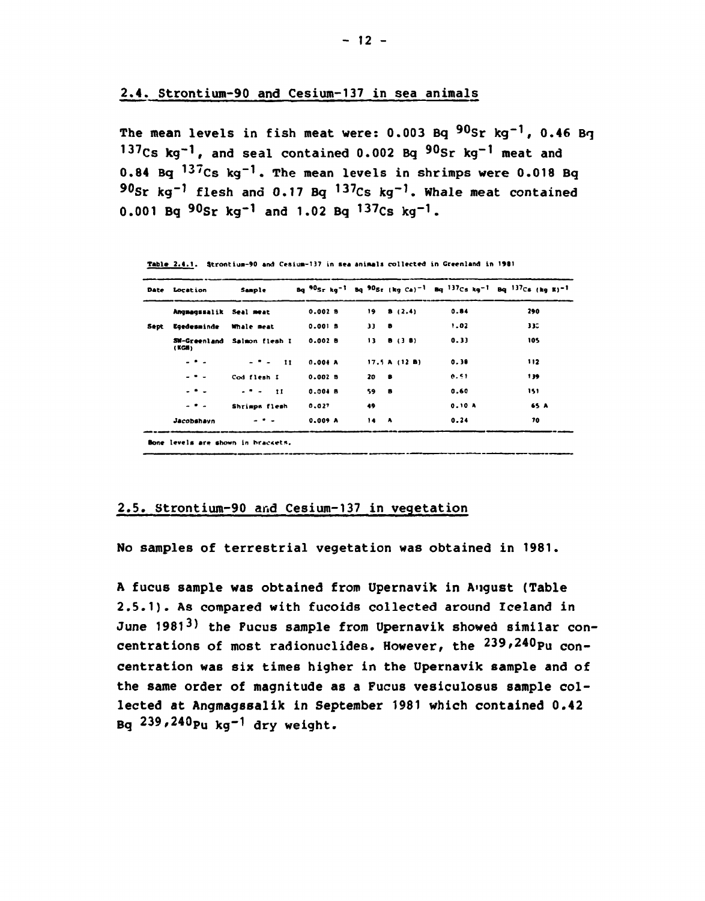## 2.4. Strontium-90 and Cesium-137 in sea animals

The mean levels in fish meat were: 0.003 Bq $^{90}$Sr kg$^{-1}$, 0.46 Bq $^{137}$Cs kg$^{-1}$, and seal contained 0.002 Bq $^{90}$Sr kg$^{-1}$ meat and 0.84 Bq $^{137}$Cs kg$^{-1}$. The mean levels in shrimps were 0.018 Bq $^{90}$Sr kg$^{-1}$ flesh and 0.17 Bq $^{137}$Cs kg$^{-1}$. Whale meat contained 0.001 Bq $^{90}$Sr kg$^{-1}$ and 1.02 Bq $^{137}$Cs kg$^{-1}$.

Table 2.4.1. Strontium-90 and Cesium-137 in sea animals collected in Greenland in 1981

| Date | Location | Sample | Bq $^{90}$Sr kg$^{-1}$ | Bq $^{90}$Sr (kg Ca)$^{-1}$ | Bq $^{137}$Cs kg$^{-1}$ | Bq $^{137}$Cs (kg K)$^{-1}$ |
|---|---|---|---|---|---|---|
| | Angmagssalik | Seal meat | 0.002 B | 19 B (2.4) | 0.84 | 290 |
| Sept | Egedesminde | Whale meat | 0.001 B | 33 B | 1.02 | 330 |
| | SW-Greenland (KGH) | Salmon flesh I | 0.002 B | 13 B (3 B) | 0.33 | 105 |
| | - " - | - " - II | 0.004 A | 17.5 A (12 B) | 0.38 | 112 |
| | - " - | Cod flesh I | 0.002 B | 20 B | 0.51 | 139 |
| | - " - | - " - II | 0.004 B | 59 B | 0.60 | 151 |
| | - " - | Shrimps flesh | 0.027 | 49 | 0.10 A | 65 A |
| | Jacobshavn | - " - | 0.009 A | 14 A | 0.24 | 70 |

Bone levels are shown in brackets.

## 2.5. Strontium-90 and Cesium-137 in vegetation

No samples of terrestrial vegetation was obtained in 1981.

A fucus sample was obtained from Upernavik in August (Table 2.5.1). As compared with fucoids collected around Iceland in June 1981[3] the Fucus sample from Upernavik showed similar concentrations of most radionuclides. However, the $^{239,240}$Pu concentration was six times higher in the Upernavik sample and of the same order of magnitude as a Fucus vesiculosus sample collected at Angmagssalik in September 1981 which contained 0.42 Bq $^{239,240}$Pu kg$^{-1}$ dry weight.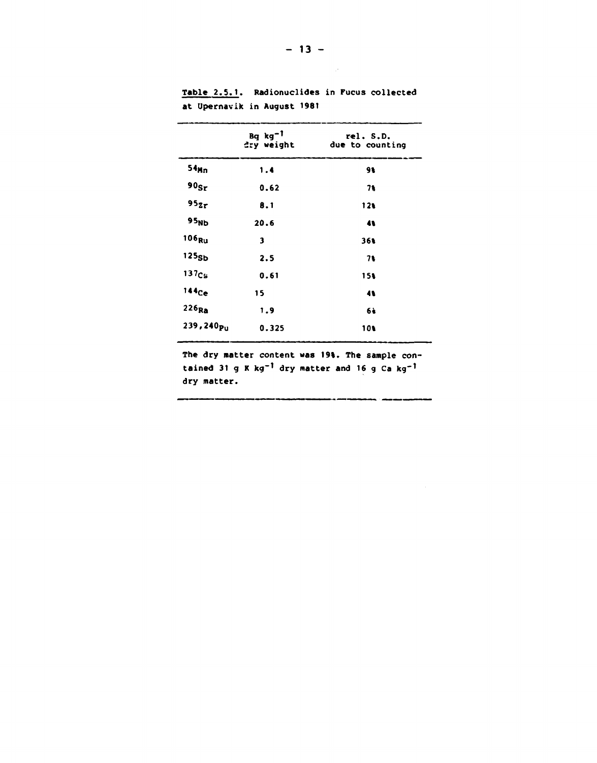Table 2.5.1. Radionuclides in Fucus collected at Upernavik in August 1981

| | Bq $kg^{-1}$ dry weight | rel. S.D. due to counting |
|---|---|---|
| $^{54}Mn$ | 1.4 | 9% |
| $^{90}Sr$ | 0.62 | 7% |
| $^{95}Zr$ | 8.1 | 12% |
| $^{95}Nb$ | 20.6 | 4% |
| $^{106}Ru$ | 3 | 36% |
| $^{125}Sb$ | 2.5 | 7% |
| $^{137}Cs$ | 0.61 | 15% |
| $^{144}Ce$ | 15 | 4% |
| $^{226}Ra$ | 1.9 | 6% |
| $^{239,240}Pu$ | 0.325 | 10% |

The dry matter content was 19%. The sample contained 31 g K $kg^{-1}$ dry matter and 16 g Ca $kg^{-1}$ dry matter.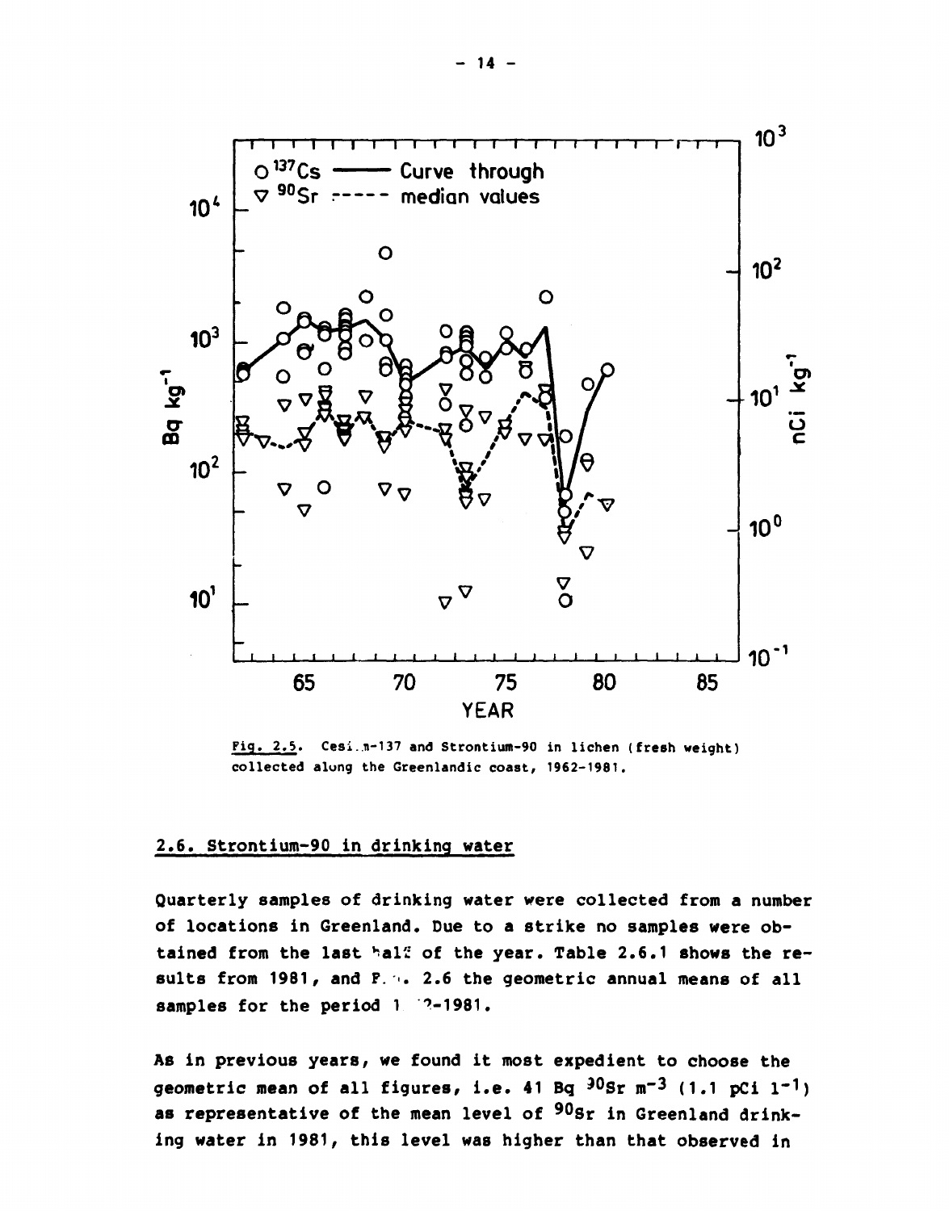Fig. 2.5. Cesium-137 and Strontium-90 in lichen (fresh weight) collected along the Greenlandic coast, 1962-1981.

## 2.6. Strontium-90 in drinking water

Quarterly samples of drinking water were collected from a number of locations in Greenland. Due to a strike no samples were obtained from the last half of the year. Table 2.6.1 shows the results from 1981, and Fig. 2.6 the geometric annual means of all samples for the period 1962-1981.

As in previous years, we found it most expedient to choose the geometric mean of all figures, i.e. 41 Bq $^{90}$Sr m$^{-3}$ (1.1 pCi l$^{-1}$) as representative of the mean level of $^{90}$Sr in Greenland drinking water in 1981, this level was higher than that observed in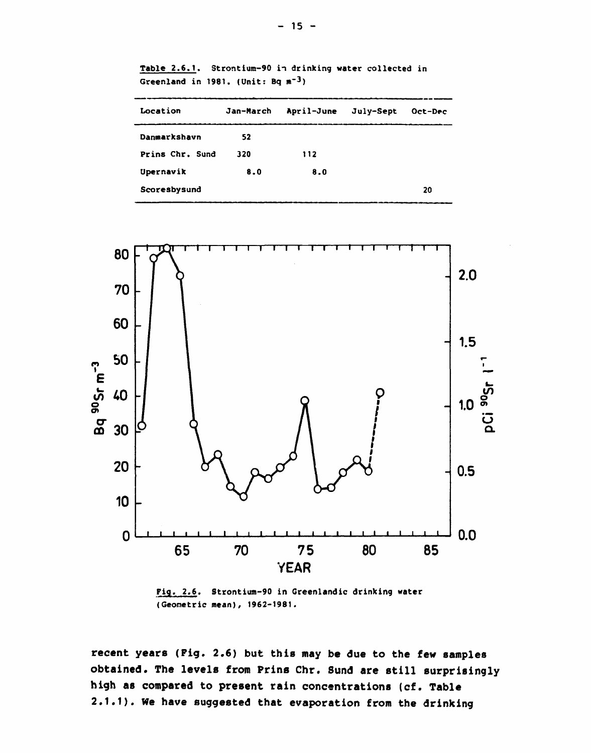Table 2.6.1. Strontium-90 in drinking water collected in Greenland in 1981. (Unit: Bq $m^{-3}$)

| Location | Jan-March | April-June | July-Sept | Oct-Dec |
|---|---|---|---|---|
| Danmarkshavn | 52 | | | |
| Prins Chr. Sund | 320 | 112 | | |
| Upernavik | 8.0 | 8.0 | | |
| Scoresbysund | | | | 20 |

Fig. 2.6. Strontium-90 in Greenlandic drinking water (Geometric mean), 1962-1981.

recent years (Fig. 2.6) but this may be due to the few samples obtained. The levels from Prins Chr. Sund are still surprisingly high as compared to present rain concentrations (cf. Table 2.1.1). We have suggested that evaporation from the drinking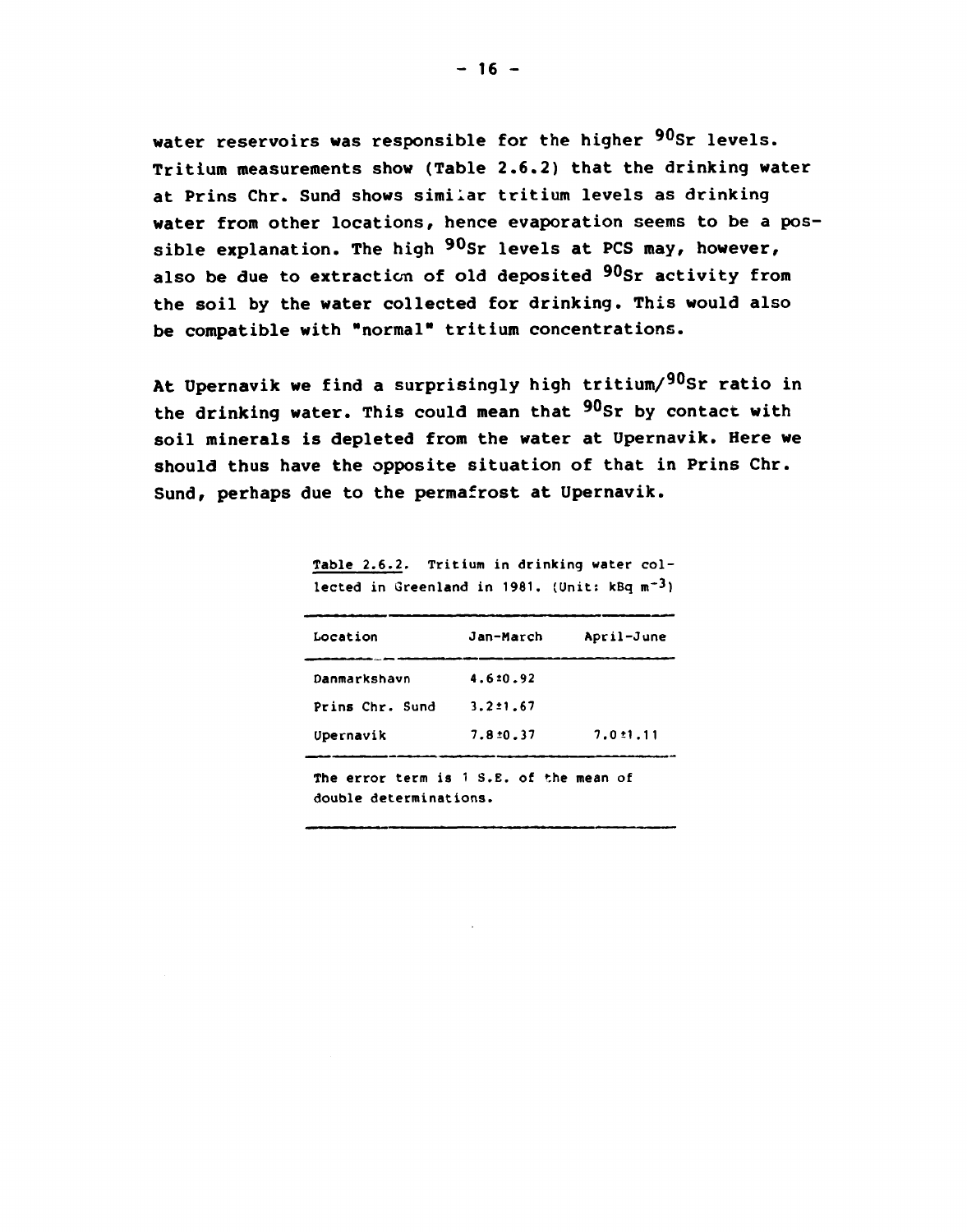water reservoirs was responsible for the higher $^{90}Sr$ levels. Tritium measurements show (Table 2.6.2) that the drinking water at Prins Chr. Sund shows similar tritium levels as drinking water from other locations, hence evaporation seems to be a possible explanation. The high $^{90}Sr$ levels at PCS may, however, also be due to extraction of old deposited $^{90}Sr$ activity from the soil by the water collected for drinking. This would also be compatible with "normal" tritium concentrations.

At Upernavik we find a surprisingly high tritium/$^{90}Sr$ ratio in the drinking water. This could mean that $^{90}Sr$ by contact with soil minerals is depleted from the water at Upernavik. Here we should thus have the opposite situation of that in Prins Chr. Sund, perhaps due to the permafrost at Upernavik.

Table 2.6.2. Tritium in drinking water collected in Greenland in 1981. (Unit: kBq $m^{-3}$)

| Location | Jan-March | April-June |
|---|---|---|
| Danmarkshavn | 4.6±0.92 | |
| Prins Chr. Sund | 3.2±1.67 | |
| Upernavik | 7.8±0.37 | 7.0±1.11 |

The error term is 1 S.E. of the mean of double determinations.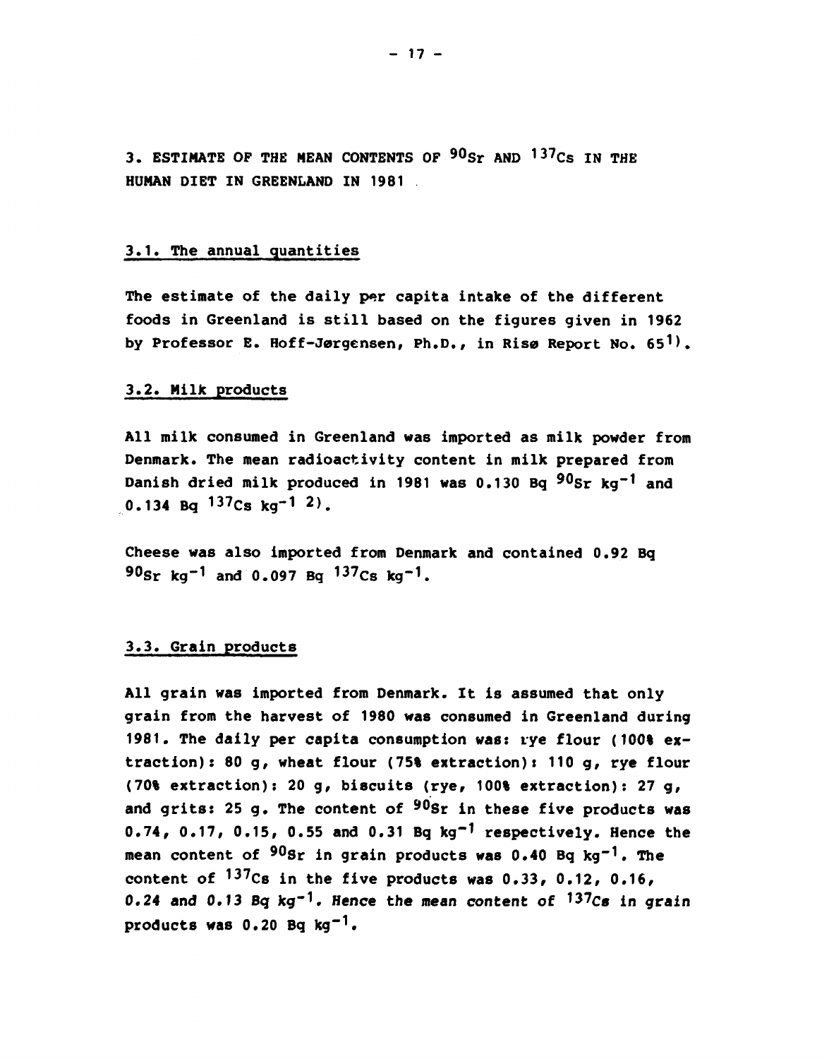## 3. ESTIMATE OF THE MEAN CONTENTS OF $^{90}$Sr AND $^{137}$Cs IN THE HUMAN DIET IN GREENLAND IN 1981

### 3.1. The annual quantities

The estimate of the daily per capita intake of the different foods in Greenland is still based on the figures given in 1962 by Professor E. Hoff-Jørgensen, Ph.D., in Risø Report No. 65[1].

### 3.2. Milk products

All milk consumed in Greenland was imported as milk powder from Denmark. The mean radioactivity content in milk prepared from Danish dried milk produced in 1981 was 0.130 Bq $^{90}$Sr kg$^{-1}$ and 0.134 Bq $^{137}$Cs kg$^{-1}$ [2].

Cheese was also imported from Denmark and contained 0.92 Bq $^{90}$Sr kg$^{-1}$ and 0.097 Bq $^{137}$Cs kg$^{-1}$.

### 3.3. Grain products

All grain was imported from Denmark. It is assumed that only grain from the harvest of 1980 was consumed in Greenland during 1981. The daily per capita consumption was: rye flour (100% extraction): 80 g, wheat flour (75% extraction): 110 g, rye flour (70% extraction): 20 g, biscuits (rye, 100% extraction): 27 g, and grits: 25 g. The content of $^{90}$Sr in these five products was 0.74, 0.17, 0.15, 0.55 and 0.31 Bq kg$^{-1}$ respectively. Hence the mean content of $^{90}$Sr in grain products was 0.40 Bq kg$^{-1}$. The content of $^{137}$Cs in the five products was 0.33, 0.12, 0.16, 0.24 and 0.13 Bq kg$^{-1}$. Hence the mean content of $^{137}$Cs in grain products was 0.20 Bq kg$^{-1}$.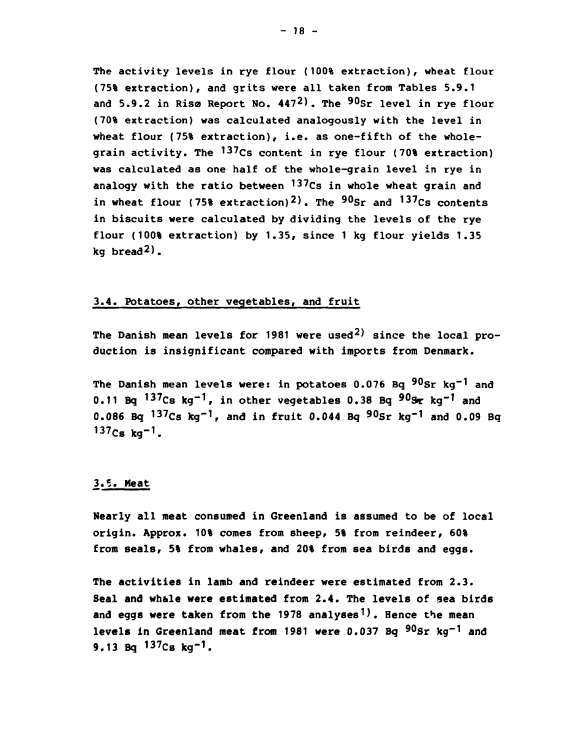The activity levels in rye flour (100% extraction), wheat flour (75% extraction), and grits were all taken from Tables 5.9.1 and 5.9.2 in Risø Report No. 447[2]. The $^{90}Sr$ level in rye flour (70% extraction) was calculated analogously with the level in wheat flour (75% extraction), i.e. as one-fifth of the whole-grain activity. The $^{137}Cs$ content in rye flour (70% extraction) was calculated as one half of the whole-grain level in rye in analogy with the ratio between $^{137}Cs$ in whole wheat grain and in wheat flour (75% extraction)[2]. The $^{90}Sr$ and $^{137}Cs$ contents in biscuits were calculated by dividing the levels of the rye flour (100% extraction) by 1.35, since 1 kg flour yields 1.35 kg bread[2].

### 3.4. Potatoes, other vegetables, and fruit

The Danish mean levels for 1981 were used[2] since the local production is insignificant compared with imports from Denmark.

The Danish mean levels were: in potatoes 0.076 Bq $^{90}Sr$ $kg^{-1}$ and 0.11 Bq $^{137}Cs$ $kg^{-1}$, in other vegetables 0.38 Bq $^{90}Sr$ $kg^{-1}$ and 0.086 Bq $^{137}Cs$ $kg^{-1}$, and in fruit 0.044 Bq $^{90}Sr$ $kg^{-1}$ and 0.09 Bq $^{137}Cs$ $kg^{-1}$.

### 3.5. Meat

Nearly all meat consumed in Greenland is assumed to be of local origin. Approx. 10% comes from sheep, 5% from reindeer, 60% from seals, 5% from whales, and 20% from sea birds and eggs.

The activities in lamb and reindeer were estimated from 2.3. Seal and whale were estimated from 2.4. The levels of sea birds and eggs were taken from the 1978 analyses[1]. Hence the mean levels in Greenland meat from 1981 were 0.037 Bq $^{90}Sr$ $kg^{-1}$ and 9.13 Bq $^{137}Cs$ $kg^{-1}$.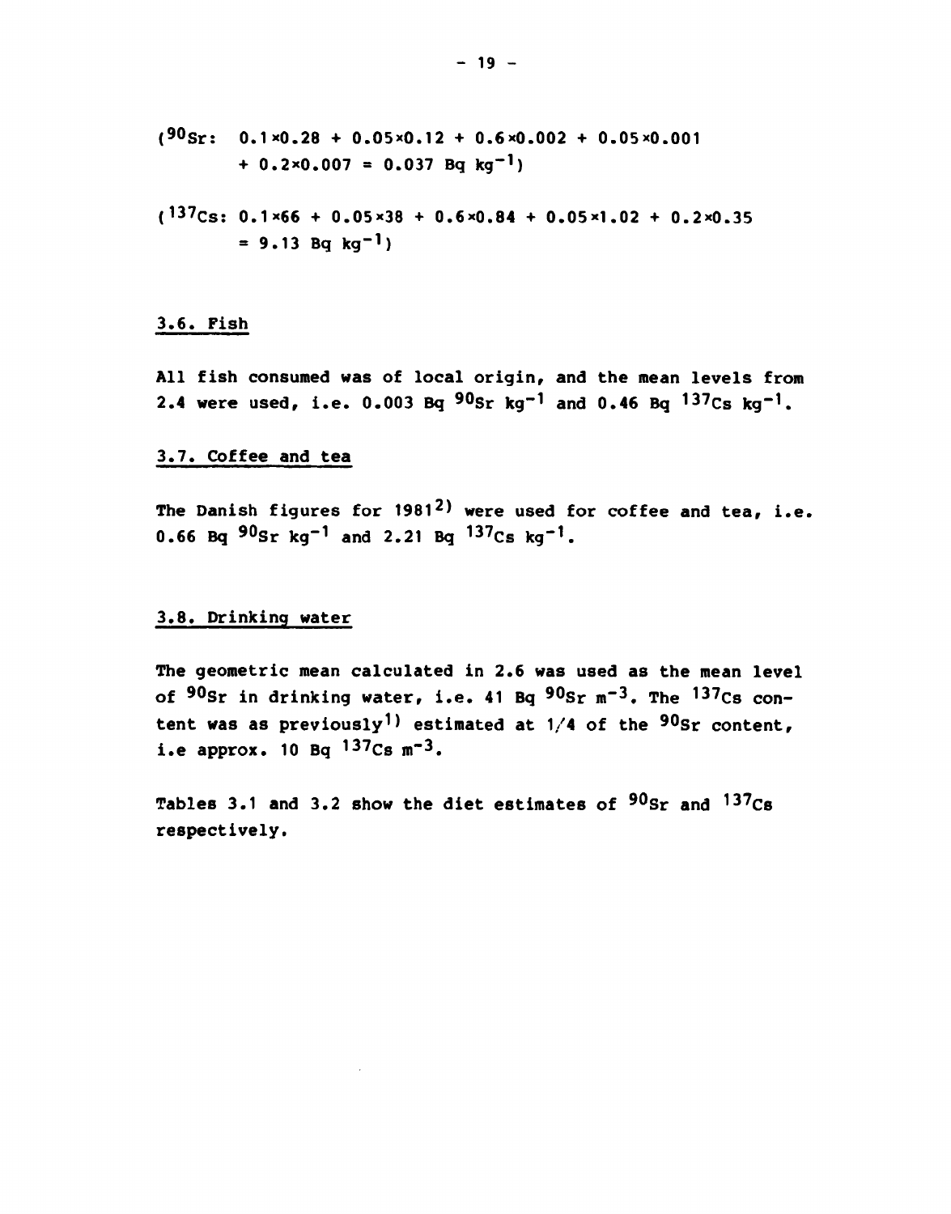($^{90}Sr$: $0.1 \times 0.28 + 0.05 \times 0.12 + 0.6 \times 0.002 + 0.05 \times 0.001$
$+ 0.2 \times 0.007 = 0.037$ Bq kg$^{-1}$)

($^{137}Cs$: $0.1 \times 66 + 0.05 \times 38 + 0.6 \times 0.84 + 0.05 \times 1.02 + 0.2 \times 0.35$
$= 9.13$ Bq kg$^{-1}$)

## 3.6. Fish

All fish consumed was of local origin, and the mean levels from 2.4 were used, i.e. 0.003 Bq $^{90}Sr$ kg$^{-1}$ and 0.46 Bq $^{137}Cs$ kg$^{-1}$.

## 3.7. Coffee and tea

The Danish figures for 1981[2] were used for coffee and tea, i.e. 0.66 Bq $^{90}Sr$ kg$^{-1}$ and 2.21 Bq $^{137}Cs$ kg$^{-1}$.

## 3.8. Drinking water

The geometric mean calculated in 2.6 was used as the mean level of $^{90}Sr$ in drinking water, i.e. 41 Bq $^{90}Sr$ m$^{-3}$. The $^{137}Cs$ content was as previously[1] estimated at 1/4 of the $^{90}Sr$ content, i.e approx. 10 Bq $^{137}Cs$ m$^{-3}$.

Tables 3.1 and 3.2 show the diet estimates of $^{90}Sr$ and $^{137}Cs$ respectively.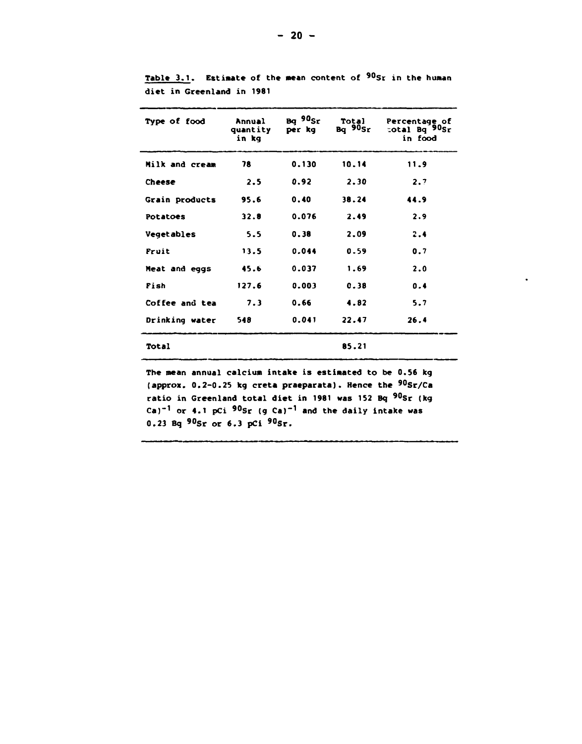Table 3.1. Estimate of the mean content of $^{90}Sr$ in the human diet in Greenland in 1981

| Type of food | Annual quantity in kg | Bq $^{90}Sr$ per kg | Total Bq $^{90}Sr$ | Percentage of total Bq $^{90}Sr$ in food |
|---|---|---|---|---|
| Milk and cream | 78 | 0.130 | 10.14 | 11.9 |
| Cheese | 2.5 | 0.92 | 2.30 | 2.7 |
| Grain products | 95.6 | 0.40 | 38.24 | 44.9 |
| Potatoes | 32.8 | 0.076 | 2.49 | 2.9 |
| Vegetables | 5.5 | 0.38 | 2.09 | 2.4 |
| Fruit | 13.5 | 0.044 | 0.59 | 0.7 |
| Meat and eggs | 45.6 | 0.037 | 1.69 | 2.0 |
| Fish | 127.6 | 0.003 | 0.38 | 0.4 |
| Coffee and tea | 7.3 | 0.66 | 4.82 | 5.7 |
| Drinking water | 548 | 0.041 | 22.47 | 26.4 |
| Total | | | 85.21 | |

The mean annual calcium intake is estimated to be 0.56 kg (approx. 0.2-0.25 kg creta praeparata). Hence the $^{90}Sr/Ca$ ratio in Greenland total diet in 1981 was 152 Bq $^{90}Sr$ (kg Ca)$^{-1}$ or 4.1 pCi $^{90}Sr$ (g Ca)$^{-1}$ and the daily intake was 0.23 Bq $^{90}Sr$ or 6.3 pCi $^{90}Sr$.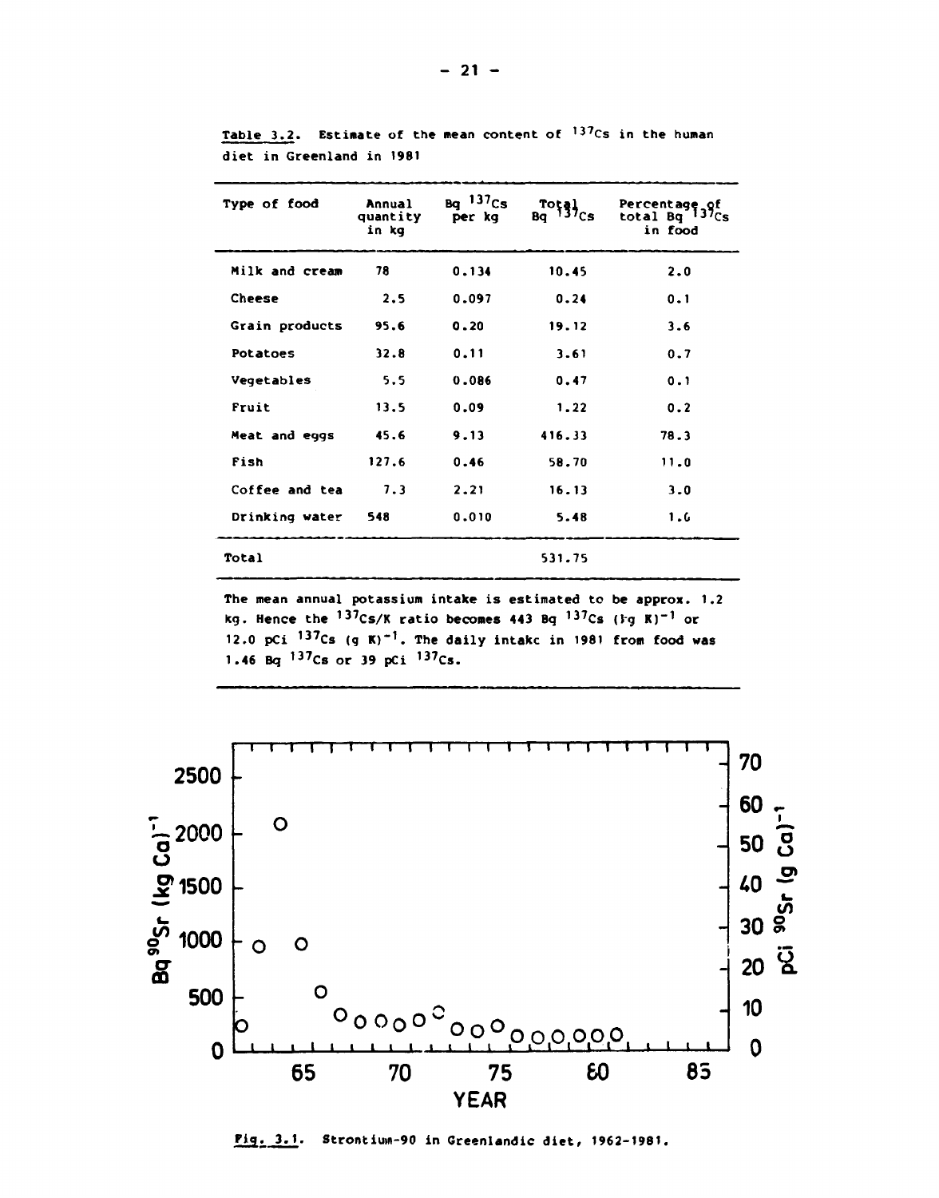**Table 3.2.** Estimate of the mean content of $^{137}Cs$ in the human diet in Greenland in 1981

| Type of food | Annual quantity in kg | Bq $^{137}Cs$ per kg | Total Bq $^{137}Cs$ | Percentage of total Bq $^{137}Cs$ in food |
|---|---|---|---|---|
| Milk and cream | 78 | 0.134 | 10.45 | 2.0 |
| Cheese | 2.5 | 0.097 | 0.24 | 0.1 |
| Grain products | 95.6 | 0.20 | 19.12 | 3.6 |
| Potatoes | 32.8 | 0.11 | 3.61 | 0.7 |
| Vegetables | 5.5 | 0.086 | 0.47 | 0.1 |
| Fruit | 13.5 | 0.09 | 1.22 | 0.2 |
| Meat and eggs | 45.6 | 9.13 | 416.33 | 78.3 |
| Fish | 127.6 | 0.46 | 58.70 | 11.0 |
| Coffee and tea | 7.3 | 2.21 | 16.13 | 3.0 |
| Drinking water | 548 | 0.010 | 5.48 | 1.0 |
| Total | | | 531.75 | |

The mean annual potassium intake is estimated to be approx. 1.2 kg. Hence the $^{137}Cs/K$ ratio becomes 443 Bq $^{137}Cs$ $(kg\ K)^{-1}$ or 12.0 pCi $^{137}Cs$ $(g\ K)^{-1}$. The daily intake in 1981 from food was 1.46 Bq $^{137}Cs$ or 39 pCi $^{137}Cs$.

**Fig. 3.1.** Strontium-90 in Greenlandic diet, 1962-1981.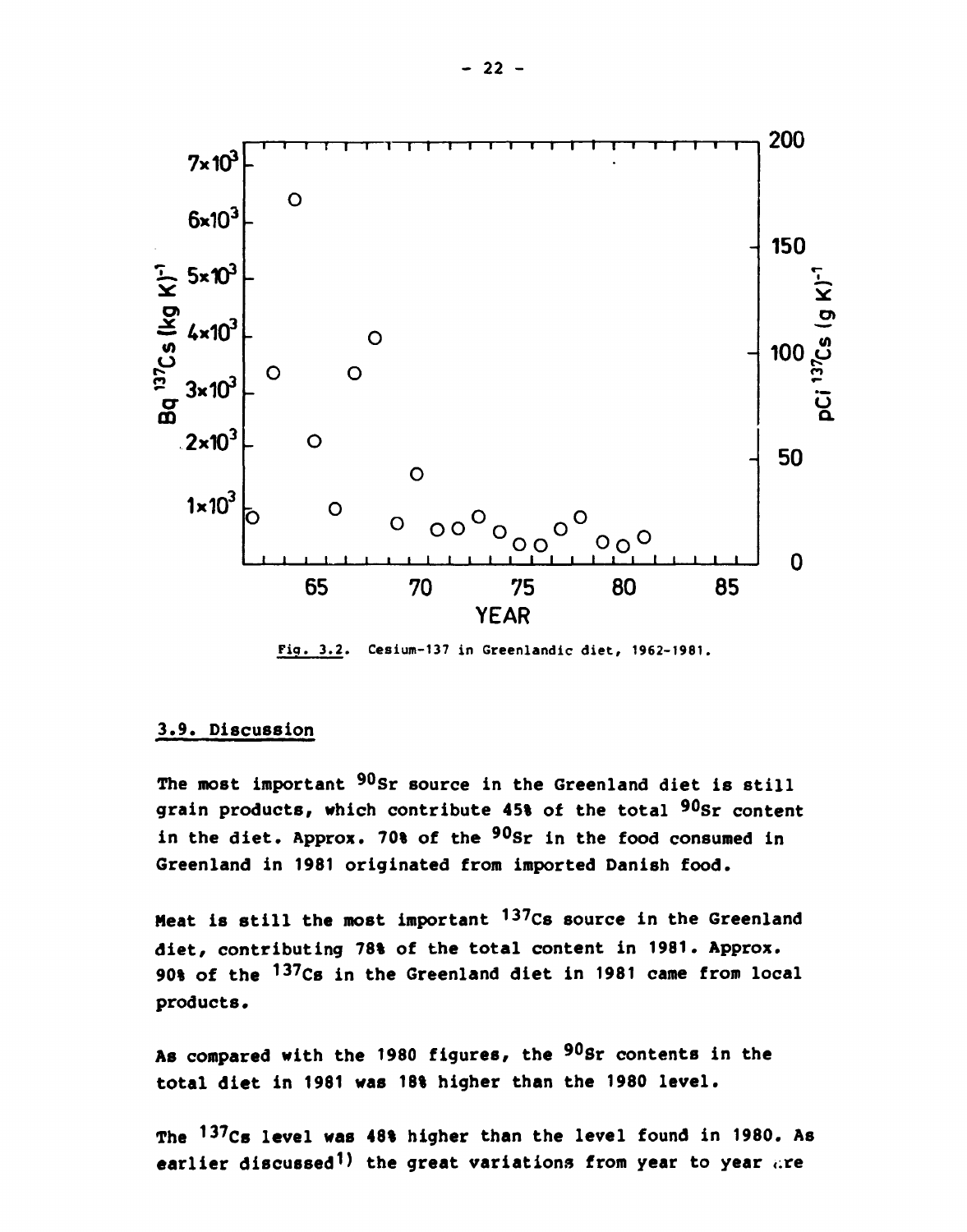Fig. 3.2. Cesium-137 in Greenlandic diet, 1962-1981.

### 3.9. Discussion

The most important $^{90}Sr$ source in the Greenland diet is still grain products, which contribute 45% of the total $^{90}Sr$ content in the diet. Approx. 70% of the $^{90}Sr$ in the food consumed in Greenland in 1981 originated from imported Danish food.

Meat is still the most important $^{137}Cs$ source in the Greenland diet, contributing 78% of the total content in 1981. Approx. 90% of the $^{137}Cs$ in the Greenland diet in 1981 came from local products.

As compared with the 1980 figures, the $^{90}Sr$ contents in the total diet in 1981 was 18% higher than the 1980 level.

The $^{137}Cs$ level was 48% higher than the level found in 1980. As earlier discussed[1]) the great variations from year to year are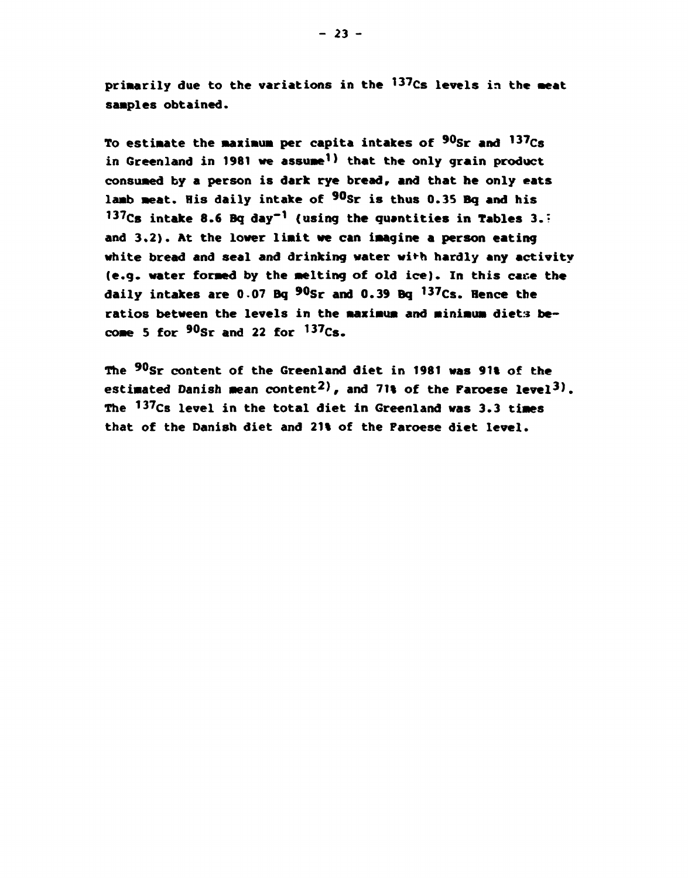primarily due to the variations in the $^{137}Cs$ levels in the meat samples obtained.

To estimate the maximum per capita intakes of $^{90}Sr$ and $^{137}Cs$ in Greenland in 1981 we assume[1] that the only grain product consumed by a person is dark rye bread, and that he only eats lamb meat. His daily intake of $^{90}Sr$ is thus 0.35 Bq and his $^{137}Cs$ intake 8.6 Bq $day^{-1}$ (using the quantities in Tables 3.1 and 3.2). At the lower limit we can imagine a person eating white bread and seal and drinking water with hardly any activity (e.g. water formed by the melting of old ice). In this case the daily intakes are 0.07 Bq $^{90}Sr$ and 0.39 Bq $^{137}Cs$. Hence the ratios between the levels in the maximum and minimum diets become 5 for $^{90}Sr$ and 22 for $^{137}Cs$.

The $^{90}Sr$ content of the Greenland diet in 1981 was 91% of the estimated Danish mean content[2], and 71% of the Faroese level[3]. The $^{137}Cs$ level in the total diet in Greenland was 3.3 times that of the Danish diet and 21% of the Faroese diet level.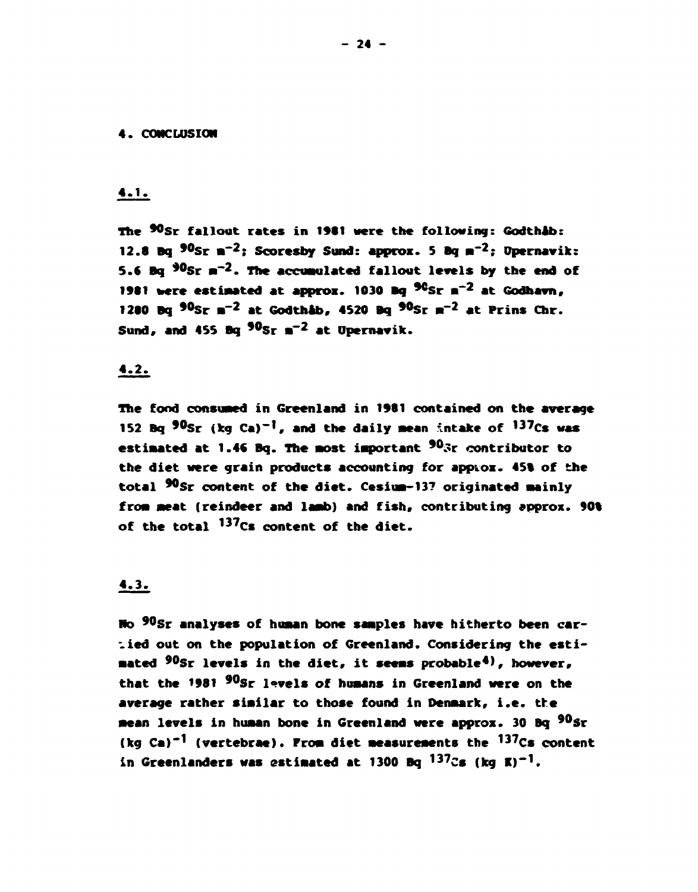## 4. CONCLUSION

### 4.1.

The $^{90}Sr$ fallout rates in 1981 were the following: Godthåb: 12.8 Bq $^{90}Sr$ $m^{-2}$; Scoresby Sund: approx. 5 Bq $m^{-2}$; Upernavik: 5.6 Bq $^{90}Sr$ $m^{-2}$. The accumulated fallout levels by the end of 1981 were estimated at approx. 1030 Bq $^{90}Sr$ $m^{-2}$ at Godhavn, 1280 Bq $^{90}Sr$ $m^{-2}$ at Godthåb, 4520 Bq $^{90}Sr$ $m^{-2}$ at Prins Chr. Sund, and 455 Bq $^{90}Sr$ $m^{-2}$ at Upernavik.

### 4.2.

The food consumed in Greenland in 1981 contained on the average 152 Bq $^{90}Sr$ (kg Ca)$^{-1}$, and the daily mean intake of $^{137}Cs$ was estimated at 1.46 Bq. The most important $^{90}Sr$ contributor to the diet were grain products accounting for approx. 45% of the total $^{90}Sr$ content of the diet. Cesium-137 originated mainly from meat (reindeer and lamb) and fish, contributing approx. 90% of the total $^{137}Cs$ content of the diet.

### 4.3.

No $^{90}Sr$ analyses of human bone samples have hitherto been carried out on the population of Greenland. Considering the estimated $^{90}Sr$ levels in the diet, it seems probable[4], however, that the 1981 $^{90}Sr$ levels of humans in Greenland were on the average rather similar to those found in Denmark, i.e. the mean levels in human bone in Greenland were approx. 30 Bq $^{90}Sr$ (kg Ca)$^{-1}$ (vertebrae). From diet measurements the $^{137}Cs$ content in Greenlanders was estimated at 1300 Bq $^{137}Cs$ (kg K)$^{-1}$.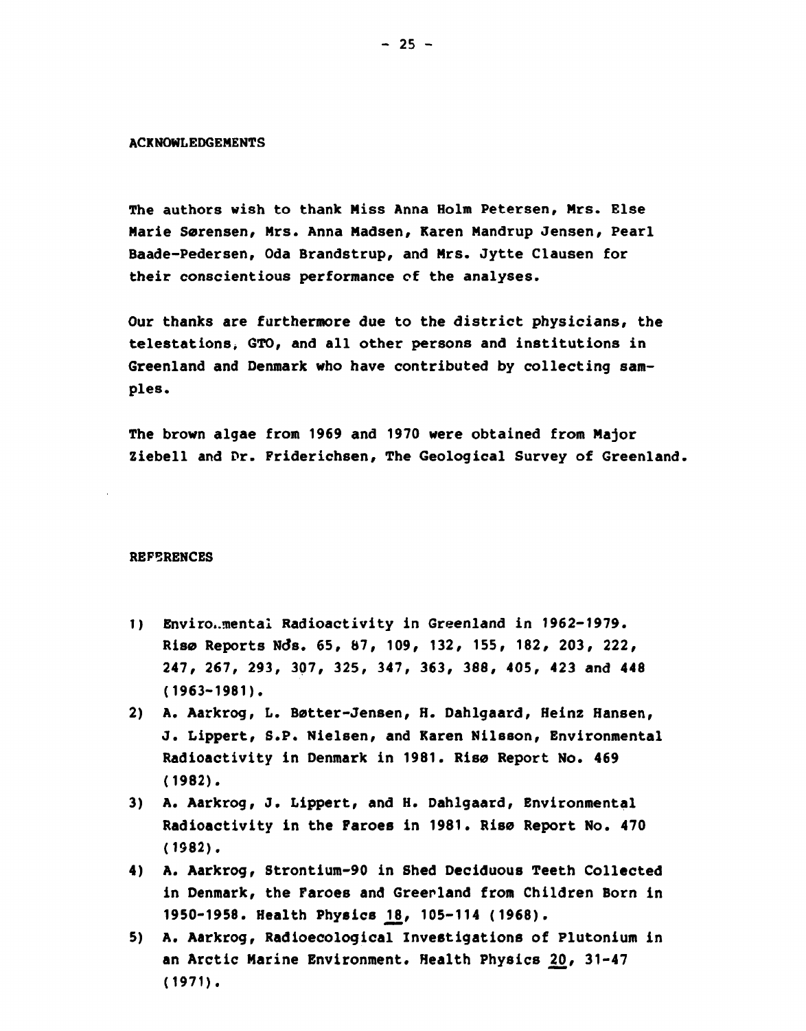## ACKNOWLEDGEMENTS

The authors wish to thank Miss Anna Holm Petersen, Mrs. Else Marie Sørensen, Mrs. Anna Madsen, Karen Mandrup Jensen, Pearl Baade-Pedersen, Oda Brandstrup, and Mrs. Jytte Clausen for their conscientious performance of the analyses.

Our thanks are furthermore due to the district physicians, the telestations, GTO, and all other persons and institutions in Greenland and Denmark who have contributed by collecting samples.

The brown algae from 1969 and 1970 were obtained from Major Ziebell and Dr. Friderichsen, The Geological Survey of Greenland.

## REFERENCES

1) Environmental Radioactivity in Greenland in 1962-1979. Risø Reports Nos. 65, 87, 109, 132, 155, 182, 203, 222, 247, 267, 293, 307, 325, 347, 363, 388, 405, 423 and 448 (1963-1981).
2) A. Aarkrog, L. Bøtter-Jensen, H. Dahlgaard, Heinz Hansen, J. Lippert, S.P. Nielsen, and Karen Nilsson, Environmental Radioactivity in Denmark in 1981. Risø Report No. 469 (1982).
3) A. Aarkrog, J. Lippert, and H. Dahlgaard, Environmental Radioactivity in the Faroes in 1981. Risø Report No. 470 (1982).
4) A. Aarkrog, Strontium-90 in Shed Deciduous Teeth Collected in Denmark, the Faroes and Greenland from Children Born in 1950-1958. Health Physics 18, 105-114 (1968).
5) A. Aarkrog, Radioecological Investigations of Plutonium in an Arctic Marine Environment. Health Physics 20, 31-47 (1971).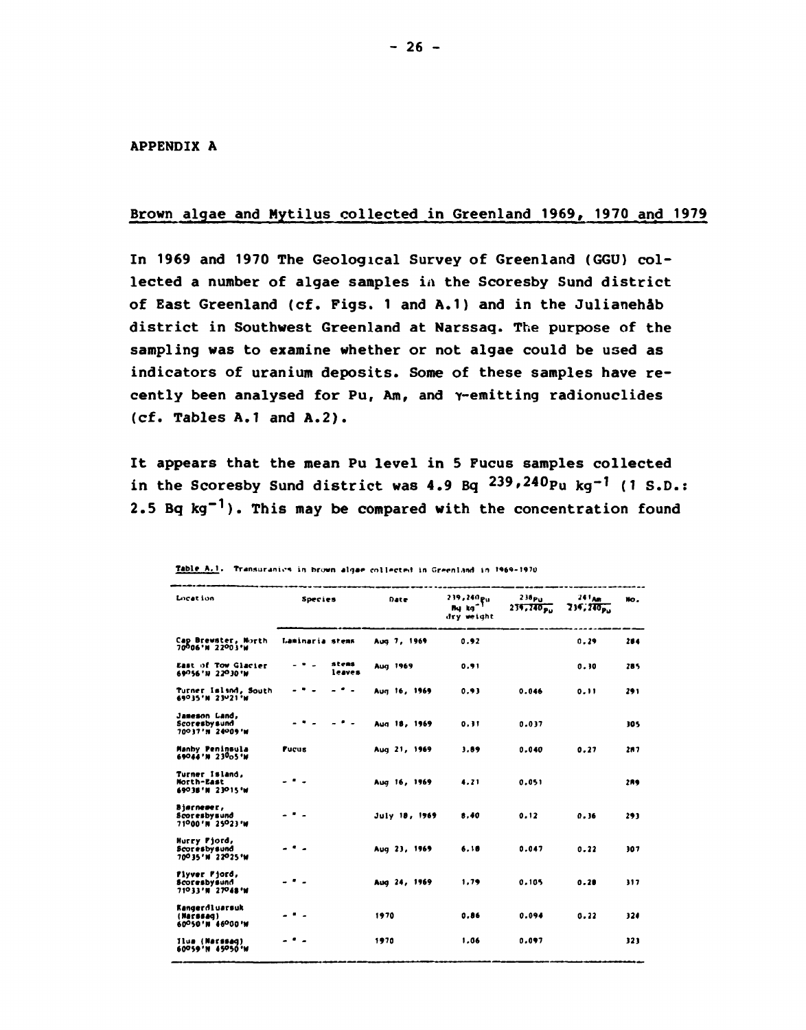## APPENDIX A

### Brown algae and Mytilus collected in Greenland 1969, 1970 and 1979

In 1969 and 1970 The Geological Survey of Greenland (GGU) collected a number of algae samples in the Scoresby Sund district of East Greenland (cf. Figs. 1 and A.1) and in the Julianehåb district in Southwest Greenland at Narssaq. The purpose of the sampling was to examine whether or not algae could be used as indicators of uranium deposits. Some of these samples have recently been analysed for Pu, Am, and γ-emitting radionuclides (cf. Tables A.1 and A.2).

It appears that the mean Pu level in 5 Fucus samples collected in the Scoresby Sund district was 4.9 Bq $^{239,240}Pu$ $kg^{-1}$ (1 S.D.: 2.5 Bq $kg^{-1}$). This may be compared with the concentration found

Table A.1. Transuranics in brown algae collected in Greenland in 1969-1970

| Location | Species | | Date | $^{239,240}Pu$ Bq $kg^{-1}$ dry weight | $\frac{^{238}Pu}{^{239,240}Pu}$ | $\frac{^{241}Am}{^{239,240}Pu}$ | No. |
|---|---|---|---|---|---|---|---|
| Cap Brewster, North 70°06'N 22°03'W | Laminaria stems | | Aug 7, 1969 | 0.92 | | 0.29 | 284 |
| East of Tow Glacier 69°56'N 22°30'W | - " - | stems leaves | Aug 1969 | 0.91 | | 0.30 | 285 |
| Turner Island, South 69°35'N 23°21'W | - " - | - " - | Aug 16, 1969 | 0.93 | 0.046 | 0.11 | 291 |
| Jameson Land, Scoresbysund 70°37'N 24°09'W | - " - | - " - | Aug 18, 1969 | 0.31 | 0.037 | | 305 |
| Manby Peninsula 69°44'N 23°05'W | Fucus | | Aug 21, 1969 | 3.89 | 0.040 | 0.27 | 287 |
| Turner Island, North-East 69°38'N 23°15'W | - " - | | Aug 16, 1969 | 4.21 | 0.051 | | 289 |
| Bjerneøer, Scoresbysund 71°00'N 25°23'W | - " - | | July 18, 1969 | 8.40 | 0.12 | 0.36 | 293 |
| Hurry Fjord, Scoresbysund 70°35'N 22°25'W | - " - | | Aug 23, 1969 | 6.18 | 0.047 | 0.22 | 307 |
| Flyver Fjord, Scoresbysund 71°33'N 27°48'W | - " - | | Aug 24, 1969 | 1.79 | 0.105 | 0.28 | 317 |
| Kangerdluarsuk (Narssaq) 60°50'N 46°00'W | - " - | | 1970 | 0.86 | 0.094 | 0.22 | 324 |
| Ilua (Narssaq) 60°59'N 45°50'W | - " - | | 1970 | 1.06 | 0.097 | | 323 |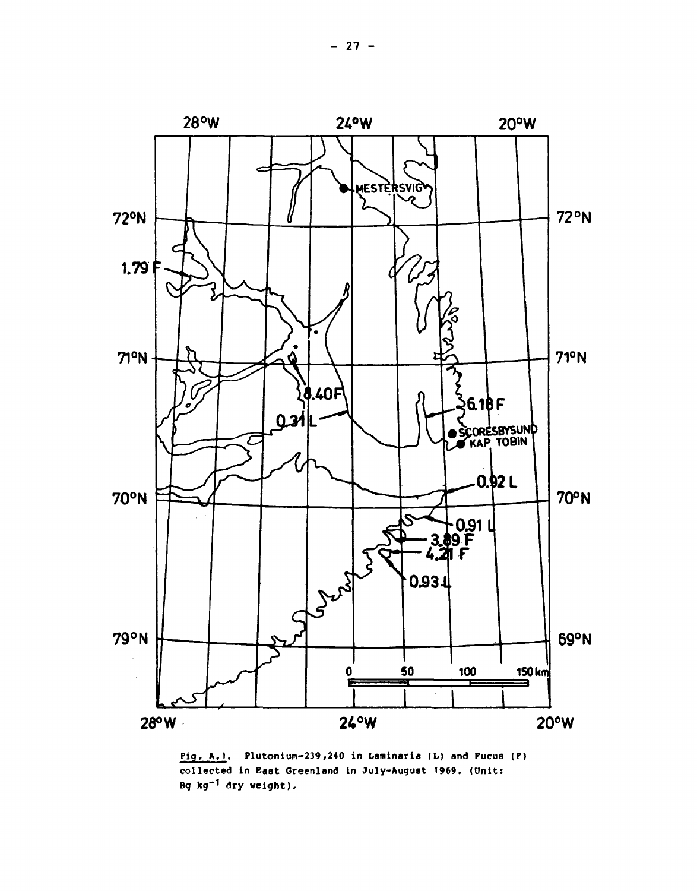Fig. A.1. Plutonium-239,240 in Laminaria (L) and Fucus (F) collected in East Greenland in July-August 1969. (Unit: Bq $kg^{-1}$ dry weight).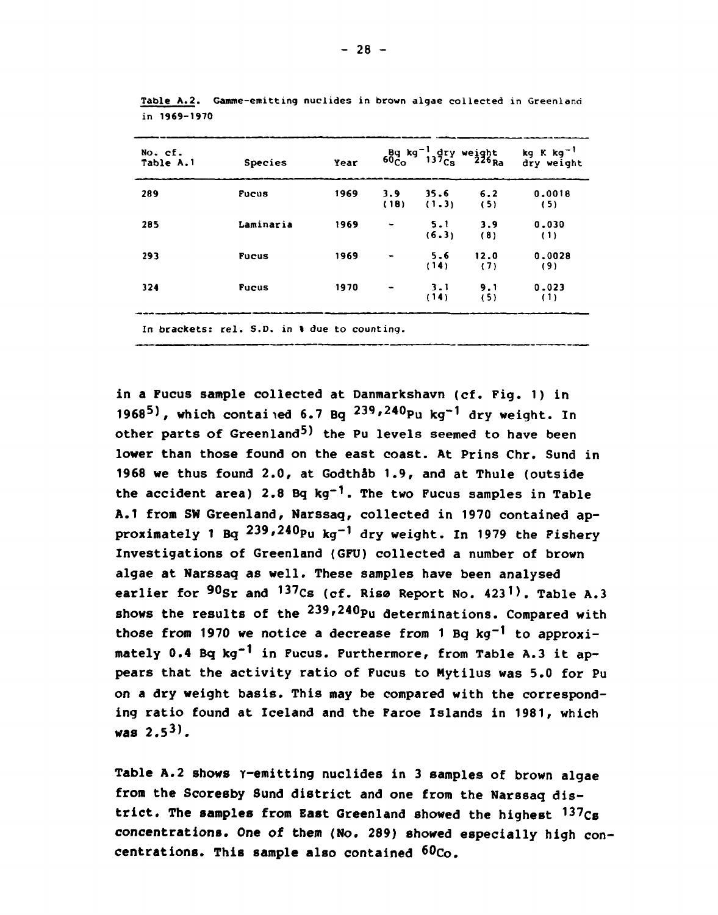**Table A.2.** Gamme-emitting nuclides in brown algae collected in Greenland in 1969-1970

| No. cf. Table A.1 | Species | Year | Bq $kg^{-1}$ dry weight $^{60}Co$ | $^{137}Cs$ | $^{226}Ra$ | kg K $kg^{-1}$ dry weight |
|---|---|---|---|---|---|---|
| 289 | Fucus | 1969 | 3.9 (18) | 35.6 (1.3) | 6.2 (5) | 0.0018 (5) |
| 285 | Laminaria | 1969 | - | 5.1 (6.3) | 3.9 (8) | 0.030 (1) |
| 293 | Fucus | 1969 | - | 5.6 (14) | 12.0 (7) | 0.0028 (9) |
| 324 | Fucus | 1970 | - | 3.1 (14) | 9.1 (5) | 0.023 (1) |

In brackets: rel. S.D. in % due to counting.

in a Fucus sample collected at Danmarkshavn (cf. Fig. 1) in 1968[5], which contained 6.7 Bq $^{239,240}Pu$ $kg^{-1}$ dry weight. In other parts of Greenland[5] the Pu levels seemed to have been lower than those found on the east coast. At Prins Chr. Sund in 1968 we thus found 2.0, at Godthåb 1.9, and at Thule (outside the accident area) 2.8 Bq $kg^{-1}$. The two Fucus samples in Table A.1 from SW Greenland, Narssaq, collected in 1970 contained approximately 1 Bq $^{239,240}Pu$ $kg^{-1}$ dry weight. In 1979 the Fishery Investigations of Greenland (GFU) collected a number of brown algae at Narssaq as well. These samples have been analysed earlier for $^{90}Sr$ and $^{137}Cs$ (cf. Risø Report No. 423[1]). Table A.3 shows the results of the $^{239,240}Pu$ determinations. Compared with those from 1970 we notice a decrease from 1 Bq $kg^{-1}$ to approximately 0.4 Bq $kg^{-1}$ in Fucus. Furthermore, from Table A.3 it appears that the activity ratio of Fucus to Mytilus was 5.0 for Pu on a dry weight basis. This may be compared with the corresponding ratio found at Iceland and the Faroe Islands in 1981, which was 2.5[3].

Table A.2 shows γ-emitting nuclides in 3 samples of brown algae from the Scoresby Sund district and one from the Narssaq district. The samples from East Greenland showed the highest $^{137}Cs$ concentrations. One of them (No. 289) showed especially high concentrations. This sample also contained $^{60}Co$.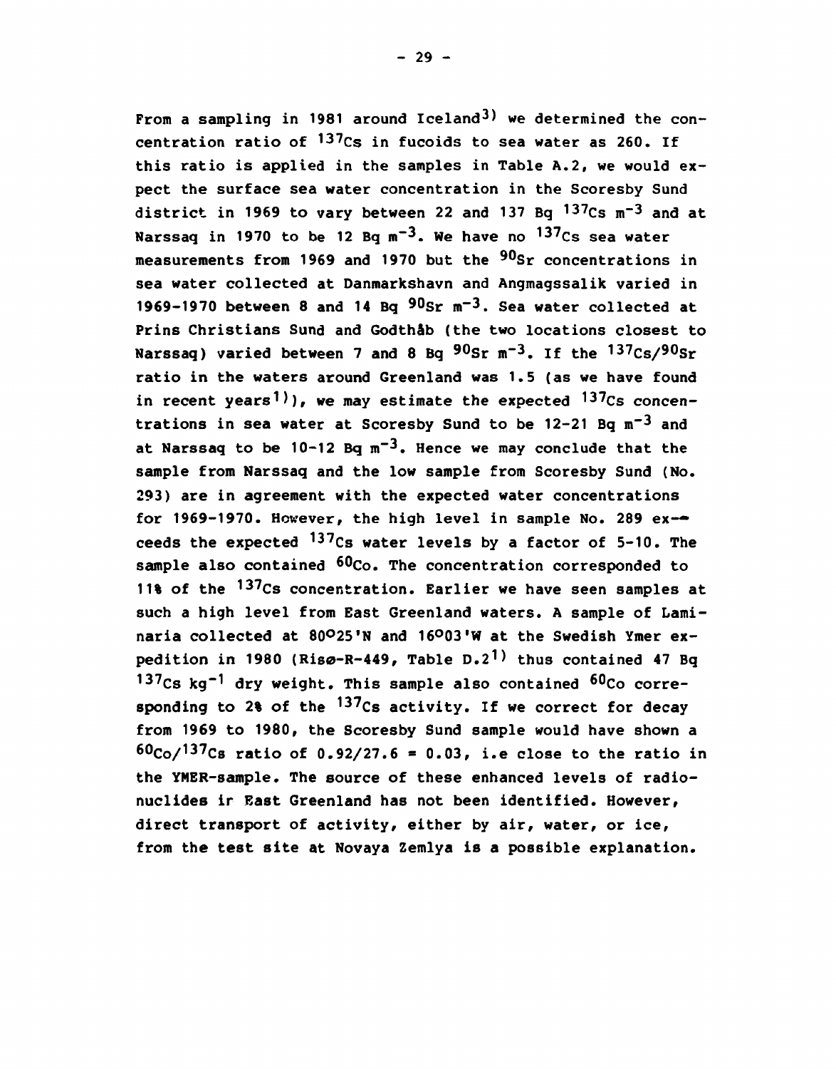From a sampling in 1981 around Iceland[3] we determined the concentration ratio of $^{137}Cs$ in fucoids to sea water as 260. If this ratio is applied in the samples in Table A.2, we would expect the surface sea water concentration in the Scoresby Sund district in 1969 to vary between 22 and 137 Bq $^{137}Cs$ $m^{-3}$ and at Narssaq in 1970 to be 12 Bq $m^{-3}$. We have no $^{137}Cs$ sea water measurements from 1969 and 1970 but the $^{90}Sr$ concentrations in sea water collected at Danmarkshavn and Angmagssalik varied in 1969-1970 between 8 and 14 Bq $^{90}Sr$ $m^{-3}$. Sea water collected at Prins Christians Sund and Godthåb (the two locations closest to Narssaq) varied between 7 and 8 Bq $^{90}Sr$ $m^{-3}$. If the $^{137}Cs/^{90}Sr$ ratio in the waters around Greenland was 1.5 (as we have found in recent years[1]), we may estimate the expected $^{137}Cs$ concentrations in sea water at Scoresby Sund to be 12-21 Bq $m^{-3}$ and at Narssaq to be 10-12 Bq $m^{-3}$. Hence we may conclude that the sample from Narssaq and the low sample from Scoresby Sund (No. 293) are in agreement with the expected water concentrations for 1969-1970. However, the high level in sample No. 289 exceeds the expected $^{137}Cs$ water levels by a factor of 5-10. The sample also contained $^{60}Co$. The concentration corresponded to 11% of the $^{137}Cs$ concentration. Earlier we have seen samples at such a high level from East Greenland waters. A sample of Laminaria collected at 80°25'N and 16°03'W at the Swedish Ymer expedition in 1980 (Risø-R-449, Table D.2[1]) thus contained 47 Bq $^{137}Cs$ $kg^{-1}$ dry weight. This sample also contained $^{60}Co$ corresponding to 2% of the $^{137}Cs$ activity. If we correct for decay from 1969 to 1980, the Scoresby Sund sample would have shown a $^{60}Co/^{137}Cs$ ratio of $0.92/27.6 = 0.03$, i.e close to the ratio in the YMER-sample. The source of these enhanced levels of radionuclides ir East Greenland has not been identified. However, direct transport of activity, either by air, water, or ice, from the test site at Novaya Zemlya is a possible explanation.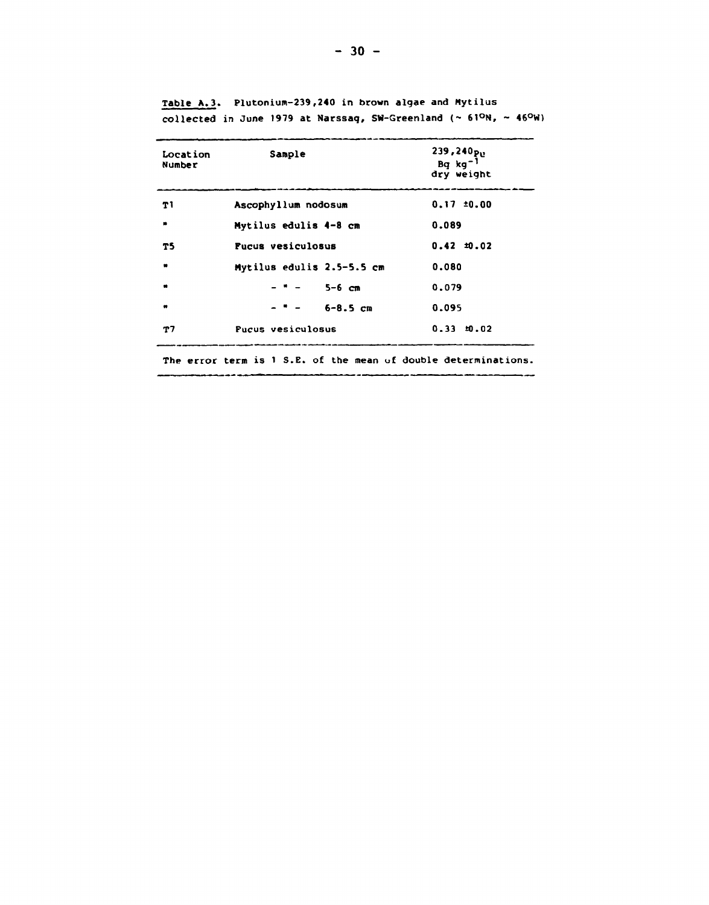**Table A.3.** Plutonium-239,240 in brown algae and Mytilus collected in June 1979 at Narssaq, SW-Greenland (~ 61°N, ~ 46°W)

| Location Number | Sample | $^{239,240}Pu$ Bq $kg^{-1}$ dry weight |
|---|---|---|
| T1 | Ascophyllum nodosum | 0.17 ±0.00 |
| " | Mytilus edulis 4-8 cm | 0.089 |
| T5 | Fucus vesiculosus | 0.42 ±0.02 |
| " | Mytilus edulis 2.5-5.5 cm | 0.080 |
| " | - " - 5-6 cm | 0.079 |
| " | - " - 6-8.5 cm | 0.095 |
| T7 | Fucus vesiculosus | 0.33 ±0.02 |

The error term is 1 S.E. of the mean of double determinations.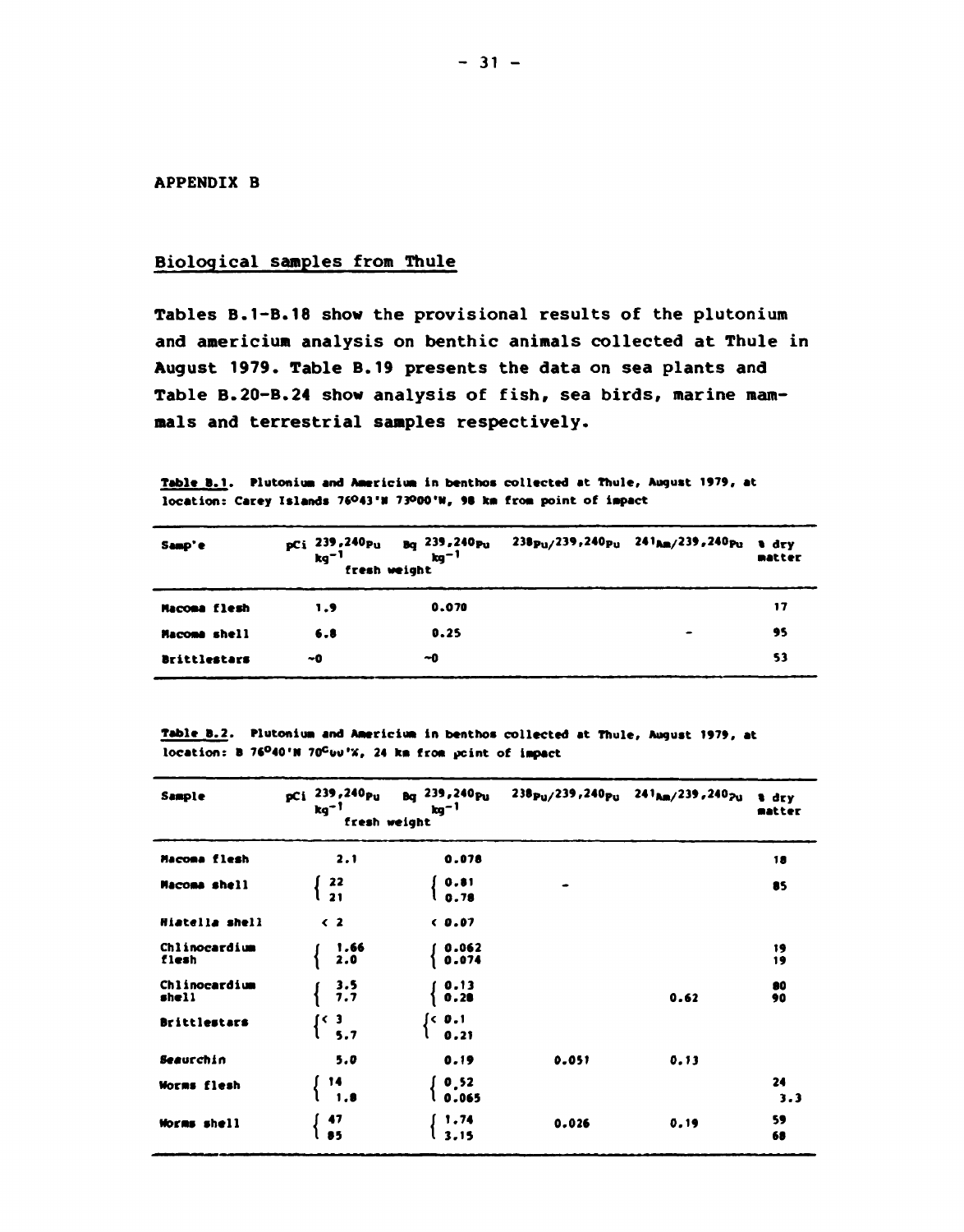## APPENDIX B

### Biological samples from Thule

Tables B.1-B.18 show the provisional results of the plutonium and americium analysis on benthic animals collected at Thule in August 1979. Table B.19 presents the data on sea plants and Table B.20-B.24 show analysis of fish, sea birds, marine mammals and terrestrial samples respectively.

**Table B.1.** Plutonium and Americium in benthos collected at Thule, August 1979, at location: Carey Islands 76°43'N 73°00'W, 98 km from point of impact

| Sample | pCi $^{239,240}Pu$ $kg^{-1}$ fresh weight | Bq $^{239,240}Pu$ $kg^{-1}$ fresh weight | $^{238}Pu/^{239,240}Pu$ | $^{241}Am/^{239,240}Pu$ | % dry matter |
|---|---|---|---|---|---|
| Macoma flesh | 1.9 | 0.070 | | | 17 |
| Macoma shell | 6.8 | 0.25 | | - | 95 |
| Brittlestars | ~0 | ~0 | | | 53 |

**Table B.2.** Plutonium and Americium in benthos collected at Thule, August 1979, at location: B 76°40'N 70°00'W, 24 km from point of impact

| Sample | pCi $^{239,240}Pu$ $kg^{-1}$ fresh weight | Bq $^{239,240}Pu$ $kg^{-1}$ fresh weight | $^{238}Pu/^{239,240}Pu$ | $^{241}Am/^{239,240}Pu$ | % dry matter |
|---|---|---|---|---|---|
| Macoma flesh | 2.1 | 0.078 | | | 18 |
| Macoma shell | 22<br>21 | 0.81<br>0.78 | - | | 85 |
| Hiatella shell | < 2 | < 0.07 | | | |
| Chlinocardium flesh | 1.66<br>2.0 | 0.062<br>0.074 | | | 19<br>19 |
| Chlinocardium shell | 3.5<br>7.7 | 0.13<br>0.28 | | 0.62 | 80<br>90 |
| Brittlestars | < 3<br>5.7 | < 0.1<br>0.21 | | | |
| Seaurchin | 5.0 | 0.19 | 0.051 | 0.13 | |
| Worms flesh | 14<br>1.8 | 0.52<br>0.065 | | | 24<br>3.3 |
| Worms shell | 47<br>85 | 1.74<br>3.15 | 0.026 | 0.19 | 59<br>68 |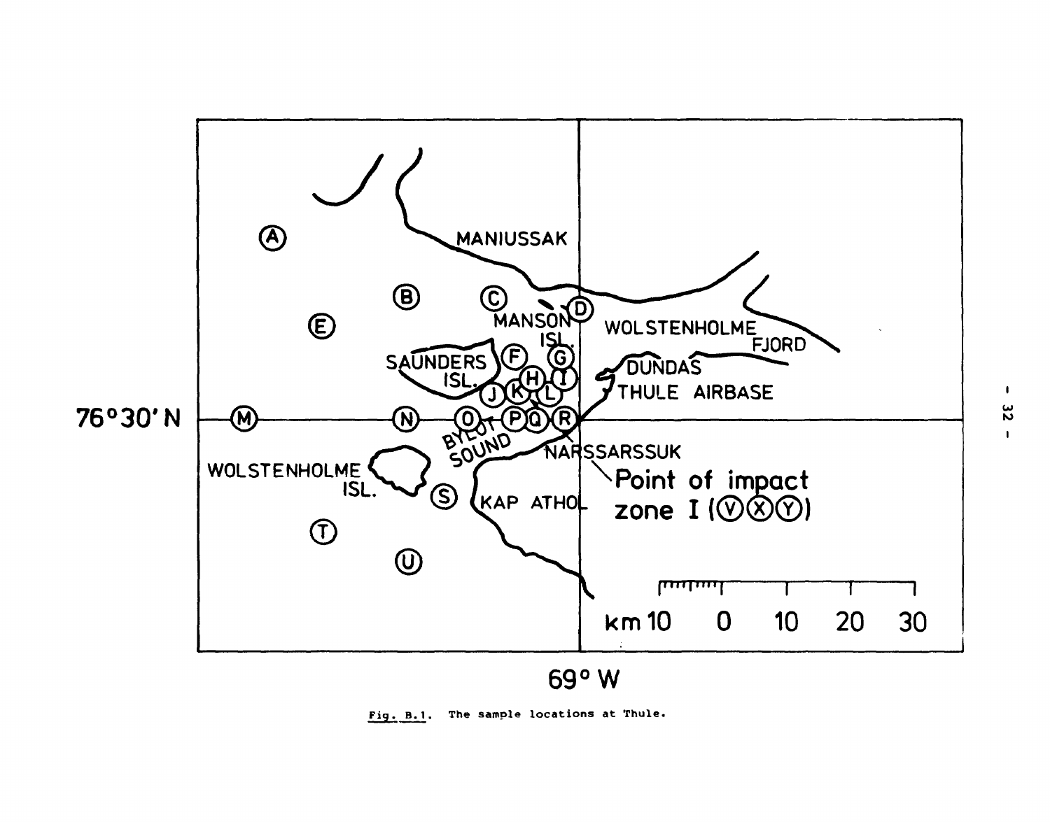Fig. B.1. The sample locations at Thule.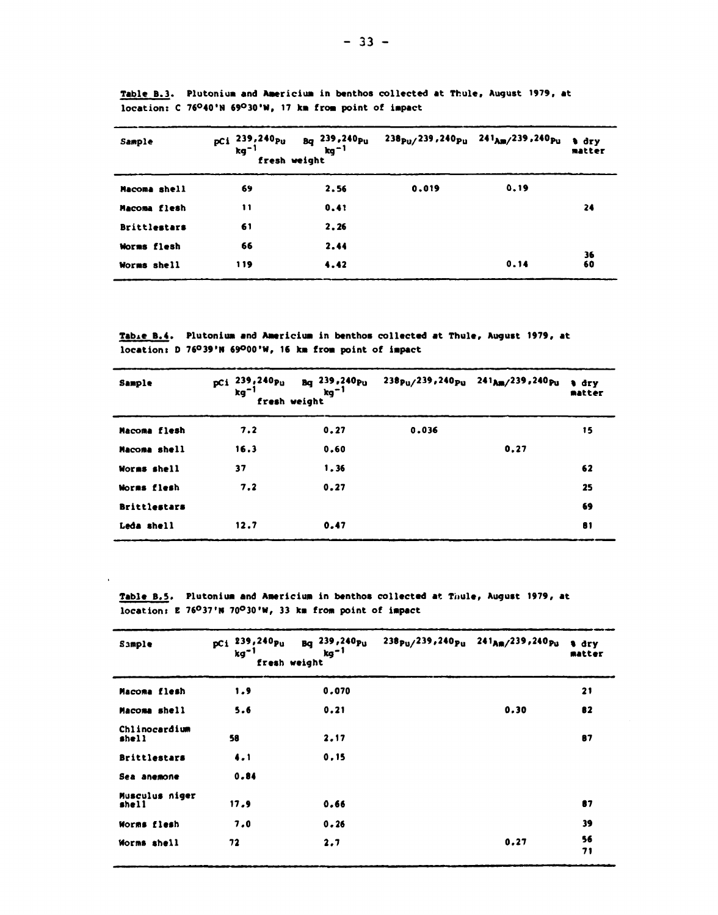**Table B.3.** Plutonium and Americium in benthos collected at Thule, August 1979, at location: C 76°40'N 69°30'W, 17 km from point of impact

| Sample | pCi $^{239,240}Pu$ $kg^{-1}$ fresh weight | Bq $^{239,240}Pu$ $kg^{-1}$ | $^{238}Pu/^{239,240}Pu$ | $^{241}Am/^{239,240}Pu$ | % dry matter |
|---|---|---|---|---|---|
| Macoma shell | 69 | 2.56 | 0.019 | 0.19 | |
| Macoma flesh | 11 | 0.41 | | | 24 |
| Brittlestars | 61 | 2.26 | | | |
| Worms flesh | 66 | 2.44 | | | 36 |
| Worms shell | 119 | 4.42 | | 0.14 | 60 |

**Table B.4.** Plutonium and Americium in benthos collected at Thule, August 1979, at location: D 76°39'N 69°00'W, 16 km from point of impact

| Sample | pCi $^{239,240}Pu$ $kg^{-1}$ fresh weight | Bq $^{239,240}Pu$ $kg^{-1}$ | $^{238}Pu/^{239,240}Pu$ | $^{241}Am/^{239,240}Pu$ | % dry matter |
|---|---|---|---|---|---|
| Macoma flesh | 7.2 | 0.27 | 0.036 | | 15 |
| Macoma shell | 16.3 | 0.60 | | 0.27 | |
| Worms shell | 37 | 1.36 | | | 62 |
| Worms flesh | 7.2 | 0.27 | | | 25 |
| Brittlestars | | | | | 69 |
| Leda shell | 12.7 | 0.47 | | | 81 |

**Table B.5.** Plutonium and Americium in benthos collected at Thule, August 1979, at location: E 76°37'N 70°30'W, 33 km from point of impact

| Sample | pCi $^{239,240}Pu$ $kg^{-1}$ fresh weight | Bq $^{239,240}Pu$ $kg^{-1}$ | $^{238}Pu/^{239,240}Pu$ | $^{241}Am/^{239,240}Pu$ | % dry matter |
|---|---|---|---|---|---|
| Macoma flesh | 1.9 | 0.070 | | | 21 |
| Macoma shell | 5.6 | 0.21 | | 0.30 | 82 |
| Chlinocardium shell | 58 | 2.17 | | | 87 |
| Brittlestars | 4.1 | 0.15 | | | |
| Sea anemone | 0.84 | | | | |
| Musculus niger shell | 17.9 | 0.66 | | | 87 |
| Worms flesh | 7.0 | 0.26 | | | 39 |
| Worms shell | 72 | 2.7 | | 0.27 | 56 71 |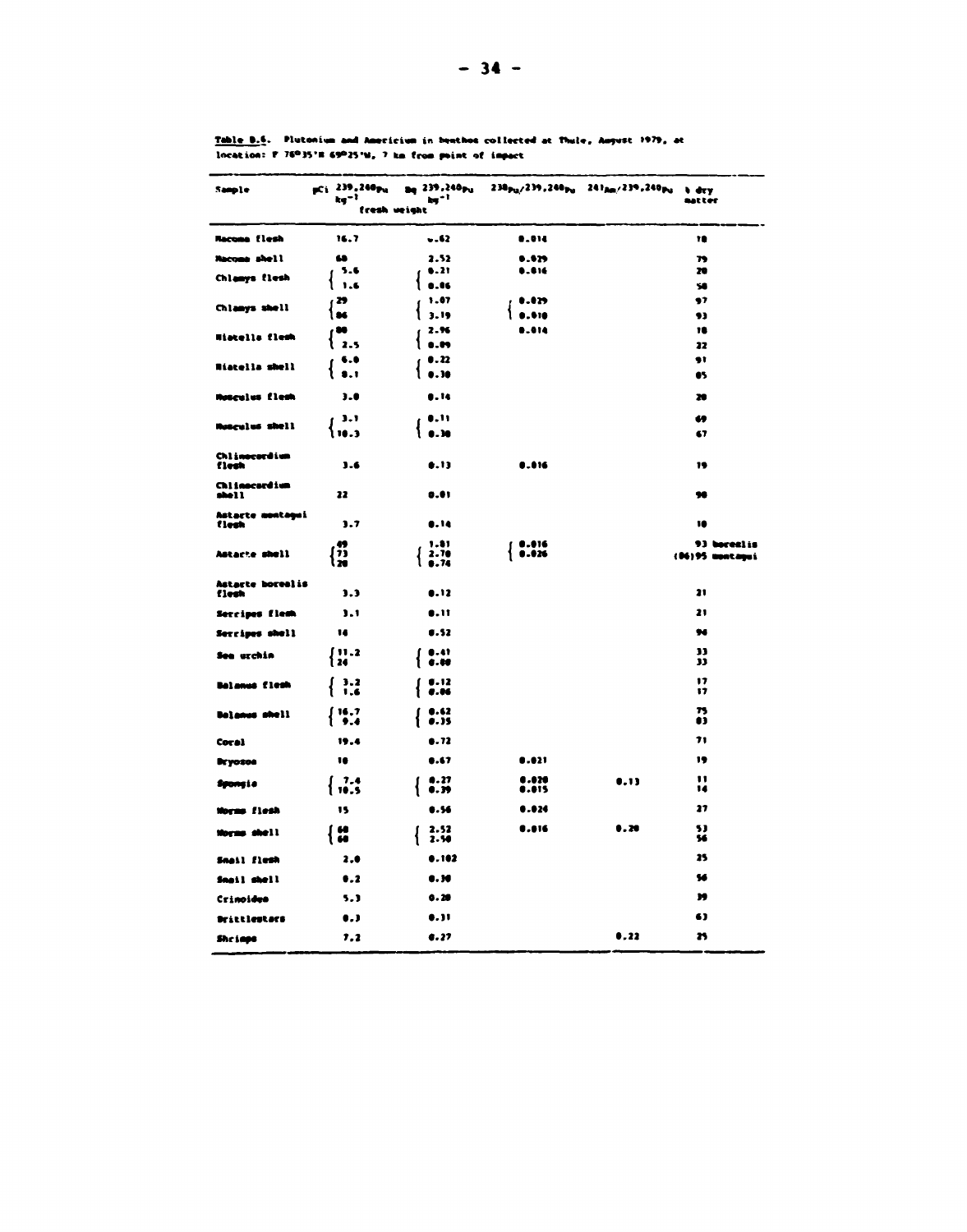Table B.6. Plutonium and Americium in benthos collected at Thule, August 1979, at location: P 76°35'N 69°25'W, 7 km from point of impact

| Sample | pCi $^{239,240}Pu$ $kg^{-1}$ fresh weight | Bq $^{239,240}Pu$ $kg^{-1}$ fresh weight | $^{238}Pu/^{239,240}Pu$ | $^{241}Am/^{239,240}Pu$ | % dry matter |
|---|---|---|---|---|---|
| Macoma flesh | 16.7 | 0.62 | 0.014 | | 18 |
| Macoma shell | 68 | 2.52 | 0.029 | | 79 |
| Chlamys flesh | 5.6 | 0.21 | 0.016 | | 20 |
| | 1.6 | 0.06 | | | 58 |
| Chlamys shell | 29 | 1.07 | 0.029 | | 97 |
| | 86 | 3.19 | 0.010 | | 93 |
| Hiatella flesh | 80 | 2.96 | 0.014 | | 18 |
| | 2.5 | 0.09 | | | 22 |
| Hiatella shell | 6.0 | 0.22 | | | 91 |
| | 8.1 | 0.30 | | | 85 |
| Musculus flesh | 3.8 | 0.14 | | | 20 |
| Musculus shell | 3.1 | 0.11 | | | 69 |
| | 10.3 | 0.38 | | | 67 |
| Chlinocardium flesh | 3.6 | 0.13 | 0.016 | | 19 |
| Chlinocardium shell | 22 | 0.81 | | | 98 |
| Astarte montagui flesh | 3.7 | 0.14 | | | 18 |
| Astarte shell | 49 | 1.81 | 0.016 | | 93 borealis |
| | 73 | 2.70 | 0.026 | | (86)95 montagui |
| | 20 | 0.74 | | | |
| Astarte borealis flesh | 3.3 | 0.12 | | | 21 |
| Serripes flesh | 3.1 | 0.11 | | | 21 |
| Serripes shell | 14 | 0.52 | | | 94 |
| Sea urchin | 11.2 | 0.41 | | | 33 |
| | 24 | 0.88 | | | 33 |
| Balanus flesh | 3.2 | 0.12 | | | 17 |
| | 1.6 | 0.06 | | | 17 |
| Balanus shell | 16.7 | 0.62 | | | 75 |
| | 9.4 | 0.35 | | | 83 |
| Coral | 19.4 | 0.72 | | | 71 |
| Bryozoa | 18 | 0.67 | 0.021 | | 19 |
| Spongia | 7.4 | 0.27 | 0.020 | 0.13 | 11 |
| | 10.5 | 0.39 | 0.015 | | 14 |
| Worms flesh | 15 | 0.56 | 0.024 | | 27 |
| Worms shell | 68 | 2.52 | 0.016 | 0.20 | 53 |
| | 68 | 2.50 | | | 56 |
| Snail flesh | 2.8 | 0.102 | | | 25 |
| Snail shell | 8.2 | 0.30 | | | 56 |
| Crinoidea | 5.3 | 0.20 | | | 39 |
| Brittlestars | 8.3 | 0.31 | | | 63 |
| Shrimps | 7.2 | 0.27 | | 0.22 | 25 |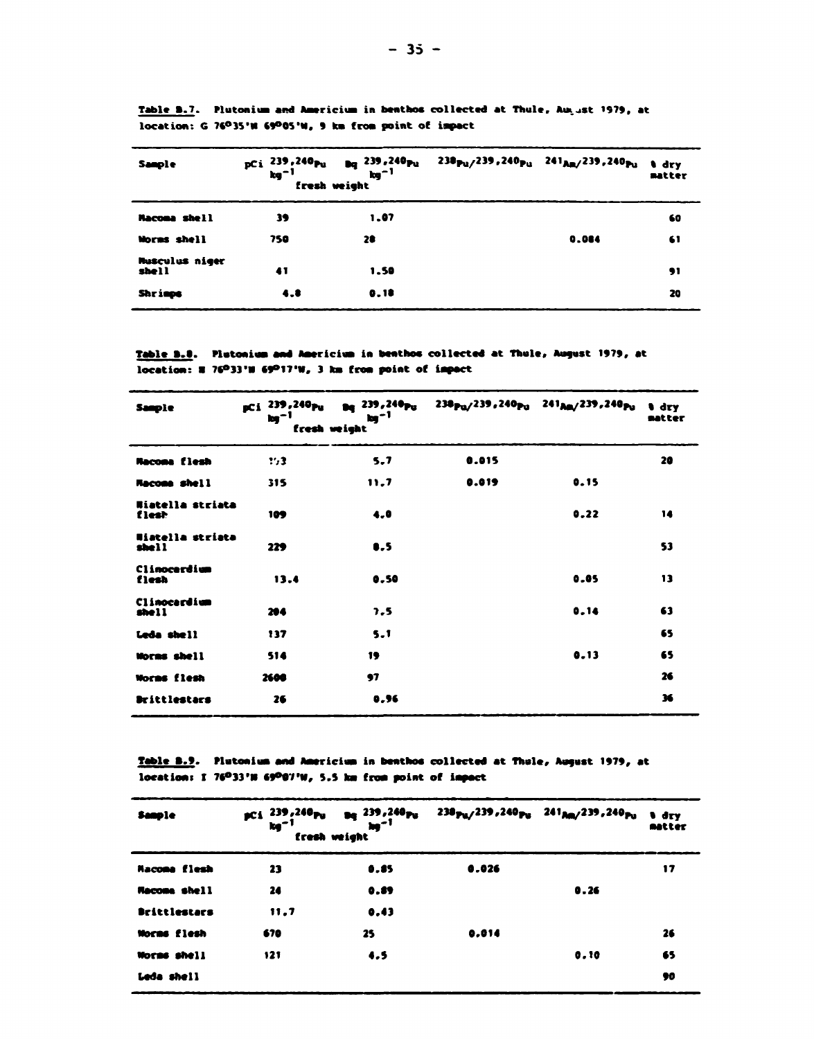Table B.7. Plutonium and Americium in benthos collected at Thule, August 1979, at location: G 76°35'N 69°05'W, 9 km from point of impact

| Sample | pCi $^{239,240}Pu$ $kg^{-1}$ fresh weight | Bq $^{239,240}Pu$ $kg^{-1}$ | $^{238}Pu/^{239,240}Pu$ | $^{241}Am/^{239,240}Pu$ | % dry matter |
|---|---|---|---|---|---|
| Macoma shell | 39 | 1.07 | | | 60 |
| Worms shell | 750 | 28 | | 0.084 | 61 |
| Musculus niger shell | 41 | 1.50 | | | 91 |
| Shrimps | 4.8 | 0.18 | | | 20 |

Table B.8. Plutonium and Americium in benthos collected at Thule, August 1979, at location: N 76°33'N 69°17'W, 3 km from point of impact

| Sample | pCi $^{239,240}Pu$ $kg^{-1}$ fresh weight | Bq $^{239,240}Pu$ $kg^{-1}$ | $^{238}Pu/^{239,240}Pu$ | $^{241}Am/^{239,240}Pu$ | % dry matter |
|---|---|---|---|---|---|
| Macoma flesh | 153 | 5.7 | 0.015 | | 20 |
| Macoma shell | 315 | 11.7 | 0.019 | 0.15 | |
| Hiatella striata flesh | 109 | 4.0 | | 0.22 | 14 |
| Hiatella striata shell | 229 | 8.5 | | | 53 |
| Clinocardium flesh | 13.4 | 0.50 | | 0.05 | 13 |
| Clinocardium shell | 204 | 7.5 | | 0.14 | 63 |
| Leda shell | 137 | 5.1 | | | 65 |
| Worms shell | 514 | 19 | | 0.13 | 65 |
| Worms flesh | 2600 | 97 | | | 26 |
| Brittlestars | 26 | 0.96 | | | 36 |

Table B.9. Plutonium and Americium in benthos collected at Thule, August 1979, at location: I 76°33'N 69°07'W, 5.5 km from point of impact

| Sample | pCi $^{239,240}Pu$ $kg^{-1}$ fresh weight | Bq $^{239,240}Pu$ $kg^{-1}$ | $^{238}Pu/^{239,240}Pu$ | $^{241}Am/^{239,240}Pu$ | % dry matter |
|---|---|---|---|---|---|
| Macoma flesh | 23 | 0.85 | 0.026 | | 17 |
| Macoma shell | 24 | 0.89 | | 0.26 | |
| Brittlestars | 11.7 | 0.43 | | | |
| Worms flesh | 670 | 25 | 0.014 | | 26 |
| Worms shell | 121 | 4.5 | | 0.10 | 65 |
| Leda shell | | | | | 90 |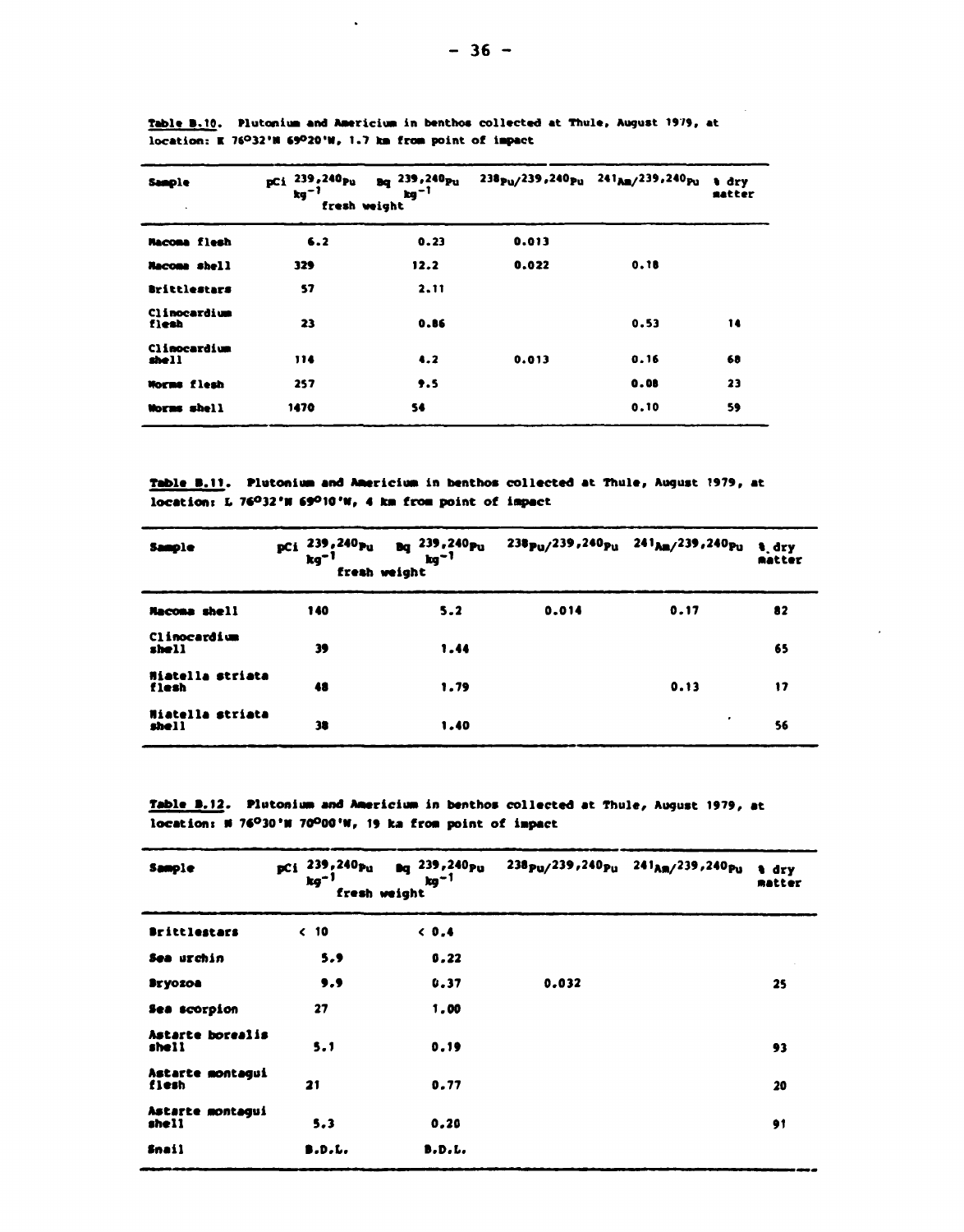Table B.10. Plutonium and Americium in benthos collected at Thule, August 1979, at location: K 76°32'N 69°20'W, 1.7 km from point of impact

| Sample | pCi $^{239,240}Pu$ $kg^{-1}$ fresh weight | Bq $^{239,240}Pu$ $kg^{-1}$ | $^{238}Pu/^{239,240}Pu$ | $^{241}Am/^{239,240}Pu$ | % dry matter |
|---|---|---|---|---|---|
| Macoma flesh | 6.2 | 0.23 | 0.013 | | |
| Macoma shell | 329 | 12.2 | 0.022 | 0.18 | |
| Brittlestars | 57 | 2.11 | | | |
| Clinocardium flesh | 23 | 0.86 | | 0.53 | 14 |
| Clinocardium shell | 114 | 4.2 | 0.013 | 0.16 | 68 |
| Worms flesh | 257 | 9.5 | | 0.08 | 23 |
| Worms shell | 1470 | 54 | | 0.10 | 59 |

Table B.11. Plutonium and Americium in benthos collected at Thule, August 1979, at location: L 76°32'N 69°10'W, 4 km from point of impact

| Sample | pCi $^{239,240}Pu$ $kg^{-1}$ fresh weight | Bq $^{239,240}Pu$ $kg^{-1}$ | $^{238}Pu/^{239,240}Pu$ | $^{241}Am/^{239,240}Pu$ | % dry matter |
|---|---|---|---|---|---|
| Macoma shell | 140 | 5.2 | 0.014 | 0.17 | 82 |
| Clinocardium shell | 39 | 1.44 | | | 65 |
| Hiatella striata flesh | 48 | 1.79 | | 0.13 | 17 |
| Hiatella striata shell | 38 | 1.40 | | | 56 |

Table B.12. Plutonium and Americium in benthos collected at Thule, August 1979, at location: N 76°30'N 70°00'W, 19 km from point of impact

| Sample | pCi $^{239,240}Pu$ $kg^{-1}$ fresh weight | Bq $^{239,240}Pu$ $kg^{-1}$ | $^{238}Pu/^{239,240}Pu$ | $^{241}Am/^{239,240}Pu$ | % dry matter |
|---|---|---|---|---|---|
| Brittlestars | < 10 | < 0.4 | | | |
| Sea urchin | 5.9 | 0.22 | | | |
| Bryozoa | 9.9 | 0.37 | 0.032 | | 25 |
| Sea scorpion | 27 | 1.00 | | | |
| Astarte borealis shell | 5.1 | 0.19 | | | 93 |
| Astarte montagui flesh | 21 | 0.77 | | | 20 |
| Astarte montagui shell | 5.3 | 0.20 | | | 91 |
| Snail | B.D.L. | B.D.L. | | | |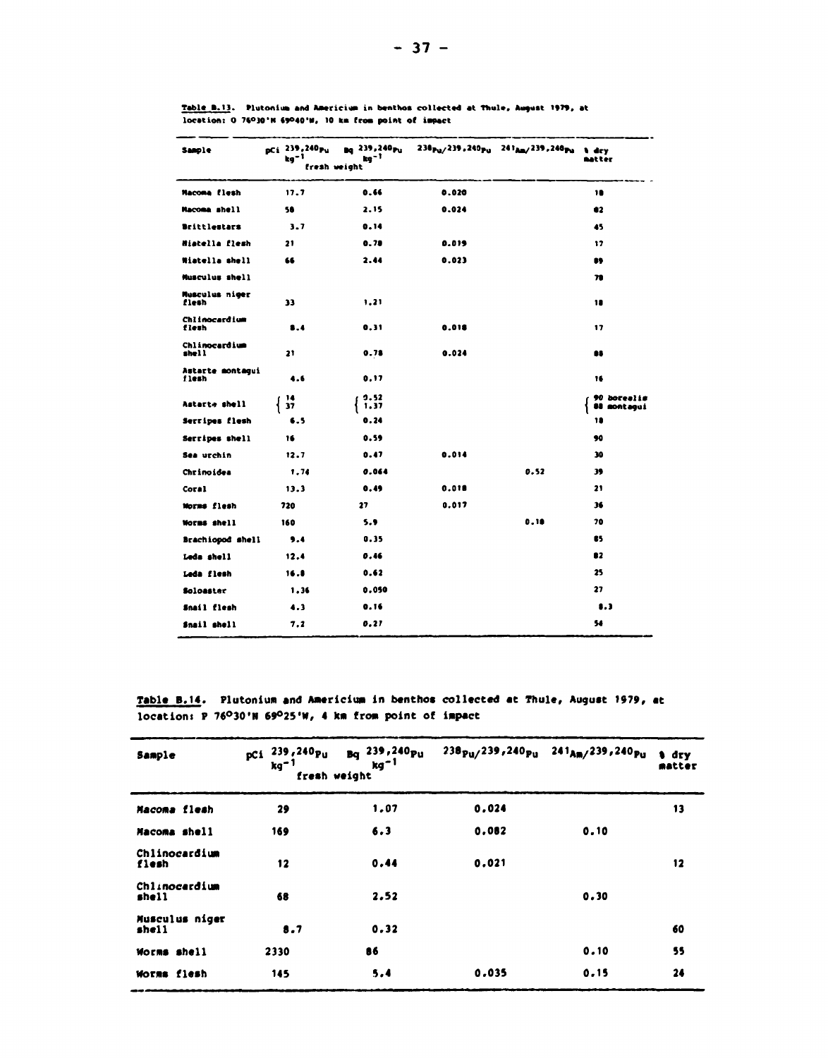**Table B.13.** Plutonium and Americium in benthos collected at Thule, August 1979, at location: O 76°30'N 69°40'W, 10 km from point of impact

| Sample | pCi $^{239,240}Pu$ $kg^{-1}$ fresh weight | Bq $^{239,240}Pu$ $kg^{-1}$ fresh weight | $^{238}Pu/^{239,240}Pu$ | $^{241}Am/^{239,240}Pu$ | % dry matter |
|---|---|---|---|---|---|
| Macoma flesh | 17.7 | 0.66 | 0.020 | | 18 |
| Macoma shell | 58 | 2.15 | 0.024 | | 82 |
| Brittlestars | 3.7 | 0.14 | | | 45 |
| Hiatella flesh | 21 | 0.78 | 0.019 | | 17 |
| Hiatella shell | 66 | 2.44 | 0.023 | | 89 |
| Musculus shell | | | | | 78 |
| Musculus niger flesh | 33 | 1.21 | | | 18 |
| Chlinocardium flesh | 8.4 | 0.31 | 0.018 | | 17 |
| Chlinocardium shell | 21 | 0.78 | 0.024 | | 88 |
| Astarte montagui flesh | 4.6 | 0.17 | | | 16 |
| Astarte shell | 14 / 37 | 0.52 / 1.37 | | | 90 borealis / 88 montagui |
| Serripes flesh | 6.5 | 0.24 | | | 18 |
| Serripes shell | 16 | 0.59 | | | 90 |
| Sea urchin | 12.7 | 0.47 | 0.014 | | 30 |
| Chrinoidea | 1.74 | 0.064 | | 0.52 | 39 |
| Coral | 13.3 | 0.49 | 0.018 | | 21 |
| Worms flesh | 720 | 27 | 0.017 | | 36 |
| Worms shell | 160 | 5.9 | | 0.18 | 70 |
| Brachiopod shell | 9.4 | 0.35 | | | 85 |
| Leda shell | 12.4 | 0.46 | | | 82 |
| Leda flesh | 16.8 | 0.62 | | | 25 |
| Soloaster | 1.36 | 0.050 | | | 27 |
| Snail flesh | 4.3 | 0.16 | | | 8.3 |
| Snail shell | 7.2 | 0.27 | | | 54 |

**Table B.14.** Plutonium and Americium in benthos collected at Thule, August 1979, at location: P 76°30'N 69°25'W, 4 km from point of impact

| Sample | pCi $^{239,240}Pu$ $kg^{-1}$ fresh weight | Bq $^{239,240}Pu$ $kg^{-1}$ fresh weight | $^{238}Pu/^{239,240}Pu$ | $^{241}Am/^{239,240}Pu$ | % dry matter |
|---|---|---|---|---|---|
| Macoma flesh | 29 | 1.07 | 0.024 | | 13 |
| Macoma shell | 169 | 6.3 | 0.082 | 0.10 | |
| Chlinocardium flesh | 12 | 0.44 | 0.021 | | 12 |
| Chlinocardium shell | 68 | 2.52 | | 0.30 | |
| Musculus niger shell | 8.7 | 0.32 | | | 60 |
| Worms shell | 2330 | 86 | | 0.10 | 55 |
| Worms flesh | 145 | 5.4 | 0.035 | 0.15 | 24 |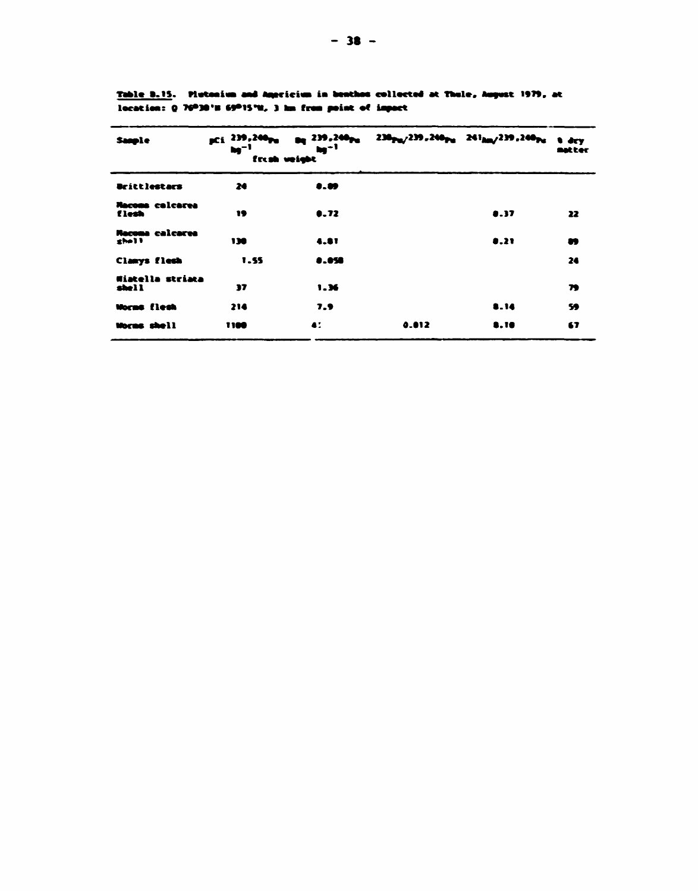Table B.15. Plutonium and Americium in benthos collected at Thule, August 1979, at location: Q 76°30'N 69°15'W, 3 km from point of impact

| Sample | pCi $^{239,240}Pu$ $kg^{-1}$ fresh weight | Bq $^{239,240}Pu$ $kg^{-1}$ | $^{238}Pu/^{239,240}Pu$ | $^{241}Am/^{239,240}Pu$ | % dry matter |
|---|---|---|---|---|---|
| Brittlestars | 24 | 0.89 | | | |
| Macoma calcarea flesh | 19 | 0.72 | | 0.37 | 22 |
| Macoma calcarea shell | 130 | 4.81 | | 0.21 | 89 |
| Clamys flesh | 1.55 | 0.058 | | | 24 |
| Hiatella striata shell | 37 | 1.36 | | | 79 |
| Worms flesh | 214 | 7.9 | | 0.14 | 59 |
| Worms shell | 1100 | 41 | 0.012 | 0.10 | 67 |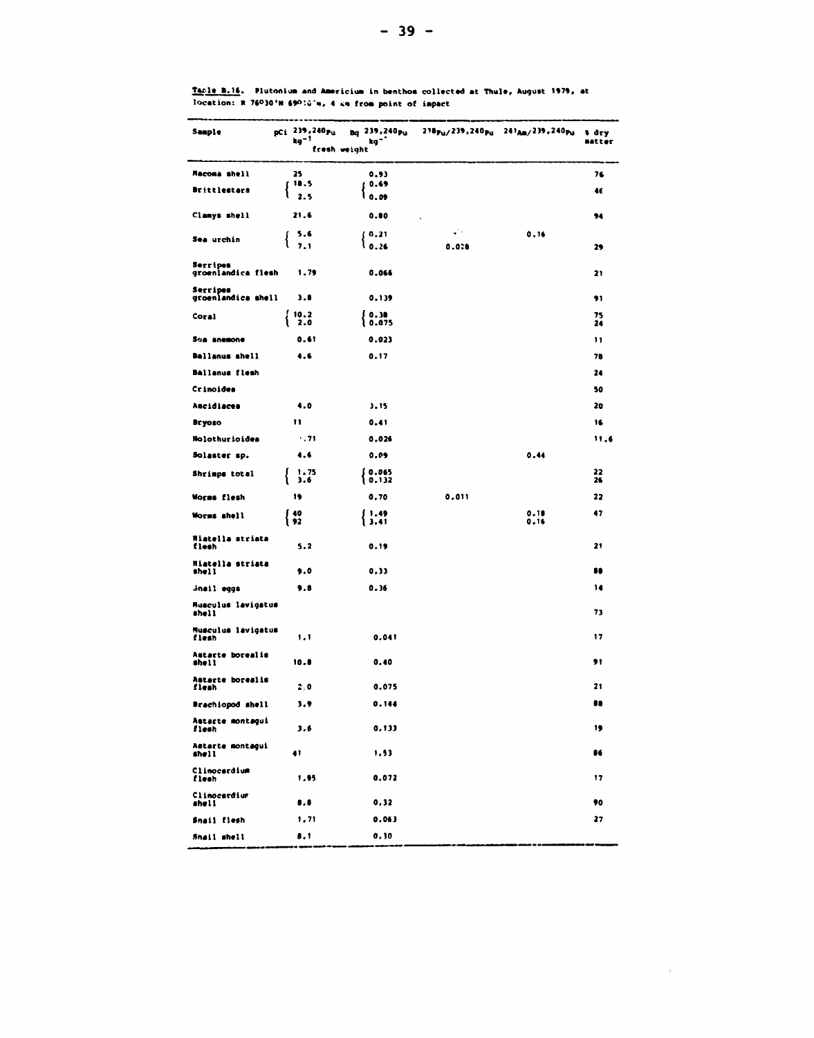Table B.16. Plutonium and Americium in benthos collected at Thule, August 1979, at location: R 76°30'N 69°10'W, 4 km from point of impact

| Sample | pCi $^{239,240}Pu$ $kg^{-1}$ fresh weight | Bq $^{239,240}Pu$ $kg^{-1}$ fresh weight | $^{238}Pu/^{239,240}Pu$ | $^{241}Am/^{239,240}Pu$ | % dry matter |
|---|---|---|---|---|---|
| Macoma shell | 25 | 0.93 | | | 76 |
| Brittlestars | 18.5<br>2.5 | 0.69<br>0.09 | | | 46 |
| Clamys shell | 21.6 | 0.80 | | | 94 |
| Sea urchin | 5.6<br>7.1 | 0.21<br>0.26 | <br>0.028 | 0.16 | 29 |
| Serripes groenlandica flesh | 1.79 | 0.066 | | | 21 |
| Serripes groenlandica shell | 3.8 | 0.139 | | | 91 |
| Coral | 10.2<br>2.0 | 0.38<br>0.075 | | | 75<br>24 |
| Sea anemone | 0.61 | 0.023 | | | 11 |
| Ballanus shell | 4.6 | 0.17 | | | 78 |
| Ballanus flesh | | | | | 24 |
| Crinoidea | | | | | 50 |
| Ascidiacea | 4.0 | 0.15 | | | 20 |
| Bryozo | 11 | 0.41 | | | 16 |
| Holothurioidea | 0.71 | 0.026 | | | 11.6 |
| Solaster sp. | 4.6 | 0.09 | | 0.44 | |
| Shrimps total | 1.75<br>3.6 | 0.065<br>0.132 | | | 22<br>26 |
| Worms flesh | 19 | 0.70 | 0.011 | | 22 |
| Worms shell | 40<br>92 | 1.49<br>3.41 | | 0.18<br>0.16 | 47 |
| Hiatella striata flesh | 5.2 | 0.19 | | | 21 |
| Hiatella striata shell | 9.0 | 0.33 | | | 88 |
| Snail eggs | 9.8 | 0.36 | | | 14 |
| Musculus lavigatus shell | | | | | 73 |
| Musculus lavigatus flesh | 1.1 | 0.041 | | | 17 |
| Astarte borealis shell | 10.8 | 0.40 | | | 91 |
| Astarte borealis flesh | 2.0 | 0.075 | | | 21 |
| Brachiopod shell | 3.9 | 0.144 | | | 88 |
| Astarte montagui flesh | 3.6 | 0.133 | | | 19 |
| Astarte montagui shell | 41 | 1.53 | | | 86 |
| Clinocardium flesh | 1.95 | 0.072 | | | 17 |
| Clinocardium shell | 8.8 | 0.32 | | | 90 |
| Snail flesh | 1.71 | 0.063 | | | 27 |
| Snail shell | 8.1 | 0.30 | | | |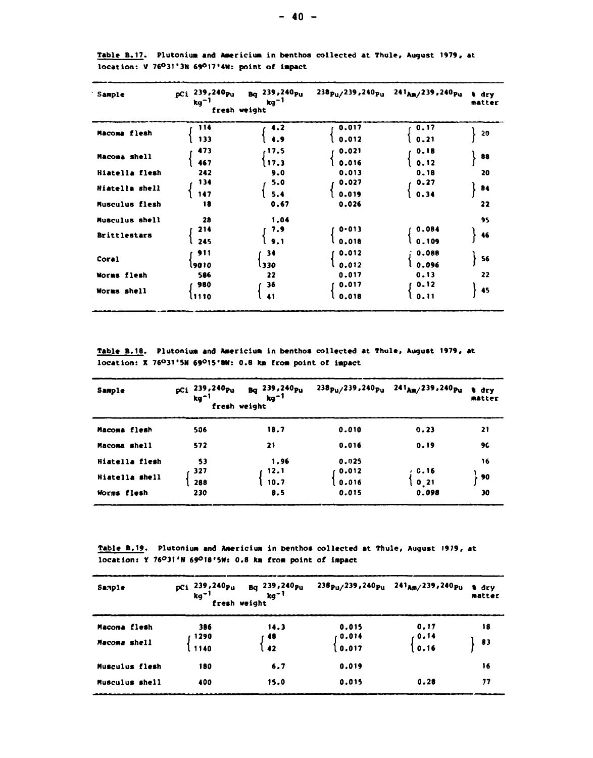**Table B.17.** Plutonium and Americium in benthos collected at Thule, August 1979, at location: V 76°31'3N 69°17'4W: point of impact

| Sample | pCi $^{239,240}Pu$ kg$^{-1}$ fresh weight | Bq $^{239,240}Pu$ kg$^{-1}$ fresh weight | $^{238}Pu/^{239,240}Pu$ | $^{241}Am/^{239,240}Pu$ | % dry matter |
|---|---|---|---|---|---|
| Macoma flesh | 114 | 4.2 | 0.017 | 0.17 | 20 |
| | 133 | 4.9 | 0.012 | 0.21 | |
| Macoma shell | 473 | 17.5 | 0.021 | 0.18 | 88 |
| | 467 | 17.3 | 0.016 | 0.12 | |
| Hiatella flesh | 242 | 9.0 | 0.013 | 0.18 | 20 |
| Hiatella shell | 134 | 5.0 | 0.027 | 0.27 | 84 |
| | 147 | 5.4 | 0.019 | 0.34 | |
| Musculus flesh | 18 | 0.67 | 0.026 | | 22 |
| Musculus shell | 28 | 1.04 | | | 95 |
| Brittlestars | 214 | 7.9 | 0.013 | 0.084 | 46 |
| | 245 | 9.1 | 0.018 | 0.109 | |
| Coral | 911 | 34 | 0.012 | 0.088 | 56 |
| | 9010 | 330 | 0.012 | 0.096 | |
| Worms flesh | 586 | 22 | 0.017 | 0.13 | 22 |
| Worms shell | 980 | 36 | 0.017 | 0.12 | 45 |
| | 1110 | 41 | 0.018 | 0.11 | |

**Table B.18.** Plutonium and Americium in benthos collected at Thule, August 1979, at location: X 76°31'5N 69°15'8W: 0.8 km from point of impact

| Sample | pCi $^{239,240}Pu$ kg$^{-1}$ fresh weight | Bq $^{239,240}Pu$ kg$^{-1}$ fresh weight | $^{238}Pu/^{239,240}Pu$ | $^{241}Am/^{239,240}Pu$ | % dry matter |
|---|---|---|---|---|---|
| Macoma flesh | 506 | 18.7 | 0.010 | 0.23 | 21 |
| Macoma shell | 572 | 21 | 0.016 | 0.19 | 96 |
| Hiatella flesh | 53 | 1.96 | 0.025 | | 16 |
| Hiatella shell | 327 | 12.1 | 0.012 | 0.16 | 90 |
| | 288 | 10.7 | 0.016 | 0.21 | |
| Worms flesh | 230 | 8.5 | 0.015 | 0.098 | 30 |

**Table B.19.** Plutonium and Americium in benthos collected at Thule, August 1979, at location: Y 76°31'N 69°18'5W: 0.8 km from point of impact

| Sample | pCi $^{239,240}Pu$ kg$^{-1}$ fresh weight | Bq $^{239,240}Pu$ kg$^{-1}$ fresh weight | $^{238}Pu/^{239,240}Pu$ | $^{241}Am/^{239,240}Pu$ | % dry matter |
|---|---|---|---|---|---|
| Macoma flesh | 386 | 14.3 | 0.015 | 0.17 | 18 |
| Macoma shell | 1290 | 48 | 0.014 | 0.14 | 83 |
| | 1140 | 42 | 0.017 | 0.16 | |
| Musculus flesh | 180 | 6.7 | 0.019 | | 16 |
| Musculus shell | 400 | 15.0 | 0.015 | 0.28 | 77 |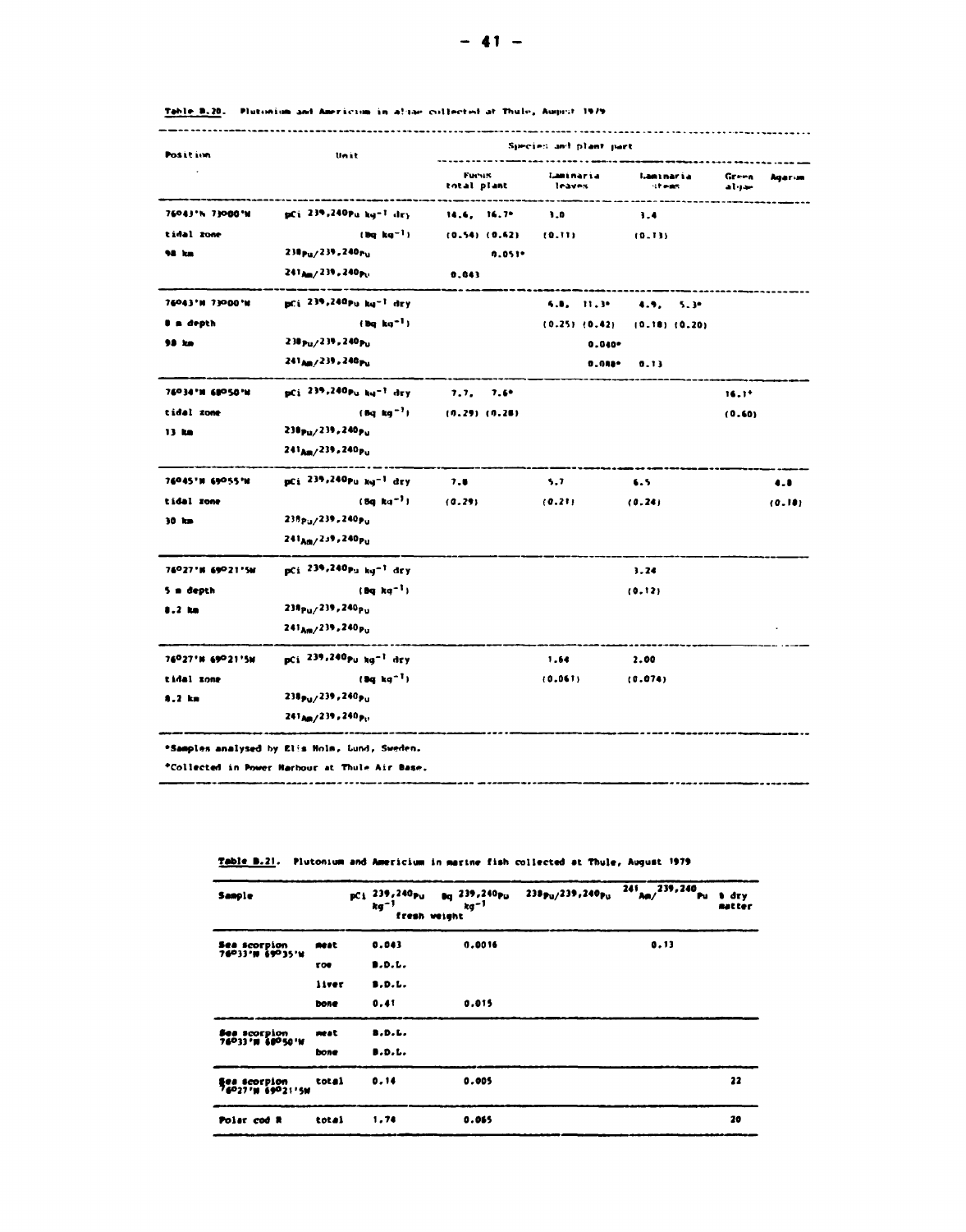**Table B.20.** Plutonium and Americium in algae collected at Thule, August 1979

| Position | Unit | Species and plant part | | | | |
|---|---|---|---|---|---|---|
| | | Fucus total plant | Laminaria leaves | Laminaria stems | Green algae | Agarum |
| 76°43'N 73°00'W | pCi $^{239,240}Pu$ $kg^{-1}$ dry | 14.6, 16.7* | 3.0 | 3.4 | | |
| tidal zone | ($Bq\ kg^{-1}$) | (0.54) (0.62) | (0.11) | (0.13) | | |
| 98 km | $^{238}Pu/^{239,240}Pu$ | 0.051* | | | | |
| | $^{241}Am/^{239,240}Pu$ | 0.043 | | | | |
| 76°43'N 73°00'W | pCi $^{239,240}Pu$ $kg^{-1}$ dry | | 6.8, 11.3* | 4.9, 5.3* | | |
| 8 m depth | ($Bq\ kg^{-1}$) | | (0.25) (0.42) | (0.18) (0.20) | | |
| 98 km | $^{238}Pu/^{239,240}Pu$ | | 0.040* | | | |
| | $^{241}Am/^{239,240}Pu$ | | 0.088* | 0.13 | | |
| 76°34'N 68°50'W | pCi $^{239,240}Pu$ $kg^{-1}$ dry | 7.7, 7.6* | | | 16.1⁺ | |
| tidal zone | ($Bq\ kg^{-1}$) | (0.29) (0.28) | | | (0.60) | |
| 13 km | $^{238}Pu/^{239,240}Pu$ | | | | | |
| | $^{241}Am/^{239,240}Pu$ | | | | | |
| 76°45'N 69°55'W | pCi $^{239,240}Pu$ $kg^{-1}$ dry | 7.8 | 5.7 | 6.5 | | 4.8 |
| tidal zone | ($Bq\ kg^{-1}$) | (0.29) | (0.21) | (0.24) | | (0.18) |
| 30 km | $^{238}Pu/^{239,240}Pu$ | | | | | |
| | $^{241}Am/^{239,240}Pu$ | | | | | |
| 76°27'N 69°21'5W | pCi $^{239,240}Pu$ $kg^{-1}$ dry | | | 3.24 | | |
| 5 m depth | ($Bq\ kg^{-1}$) | | | (0.12) | | |
| 8.2 km | $^{238}Pu/^{239,240}Pu$ | | | | | |
| | $^{241}Am/^{239,240}Pu$ | | | | | |
| 76°27'N 69°21'5W | pCi $^{239,240}Pu$ $kg^{-1}$ dry | | 1.64 | 2.00 | | |
| tidal zone | ($Bq\ kg^{-1}$) | | (0.061) | (0.074) | | |
| 8.2 km | $^{238}Pu/^{239,240}Pu$ | | | | | |
| | $^{241}Am/^{239,240}Pu$ | | | | | |

*Samples analysed by Elis Holm, Lund, Sweden.

⁺Collected in Power Harbour at Thule Air Base.

**Table B.21.** Plutonium and Americium in marine fish collected at Thule, August 1979

| Sample | | pCi $^{239,240}Pu$ $kg^{-1}$ fresh weight | Bq $^{239,240}Pu$ $kg^{-1}$ fresh weight | $^{238}Pu/^{239,240}Pu$ | $^{241}Am/^{239,240}Pu$ | % dry matter |
|---|---|---|---|---|---|---|
| Sea scorpion 76°33'N 69°35'W | meat | 0.043 | 0.0016 | | 0.13 | |
| | roe | B.D.L. | | | | |
| | liver | B.D.L. | | | | |
| | bone | 0.41 | 0.015 | | | |
| Sea scorpion 76°33'N 68°50'W | meat | B.D.L. | | | | |
| | bone | B.D.L. | | | | |
| Sea scorpion 76°27'N 69°21'5W | total | 0.14 | 0.005 | | | 22 |
| Polar cod R | total | 1.74 | 0.065 | | | 20 |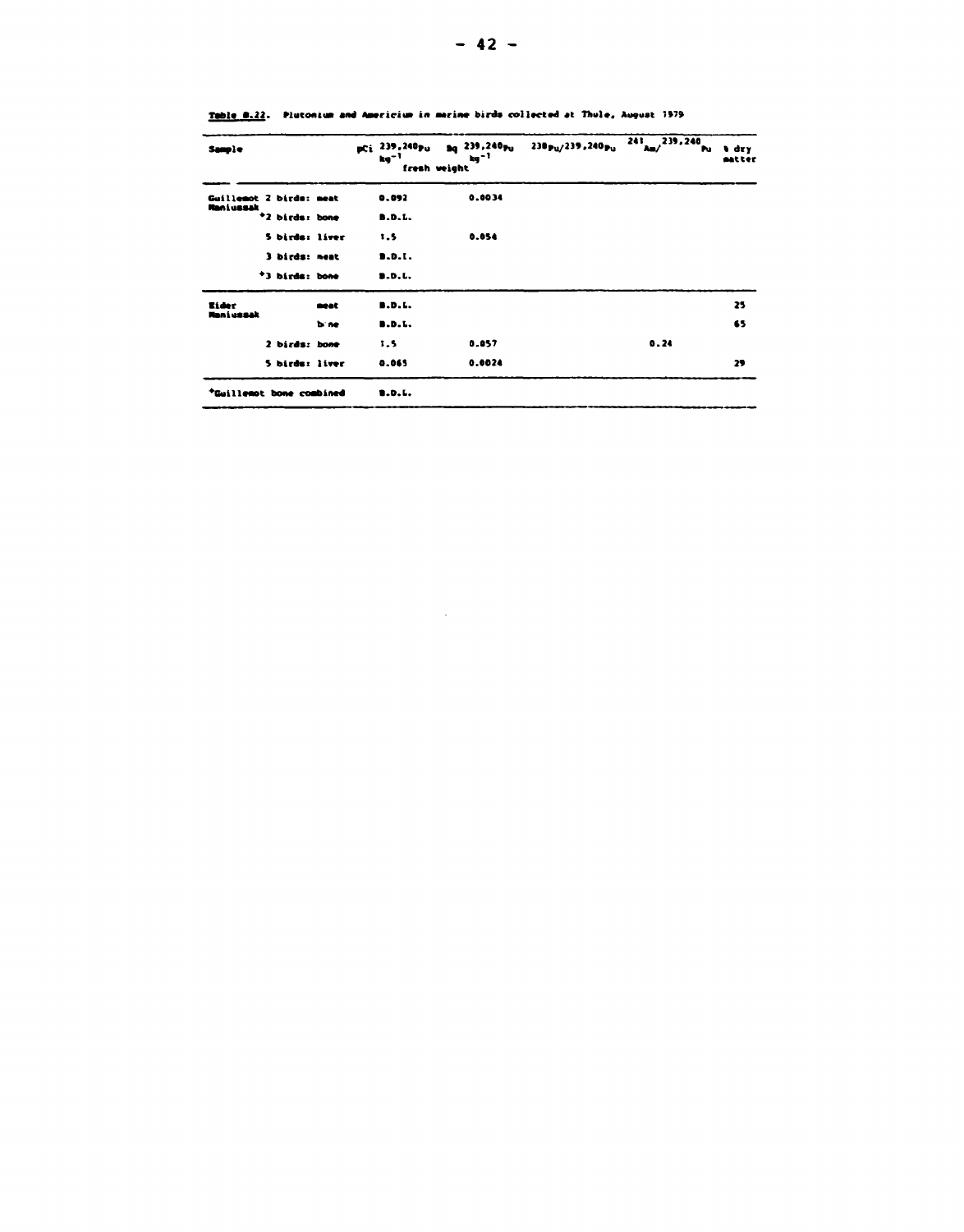Table B.22. Plutonium and Americium in marine birds collected at Thule, August 1979

| Sample | | pCi $^{239,240}Pu$ $kg^{-1}$ fresh weight | Bq $^{239,240}Pu$ $kg^{-1}$ fresh weight | $^{238}Pu/^{239,240}Pu$ | $^{241}Am/^{239,240}Pu$ | % dry matter |
|---|---|---|---|---|---|---|
| Guillemot Maniussak | 2 birds: meat | 0.092 | 0.0034 | | | |
| | *2 birds: bone | B.D.L. | | | | |
| | 5 birds: liver | 1.5 | 0.054 | | | |
| | 3 birds: meat | B.D.L. | | | | |
| | *3 birds: bone | B.D.L. | | | | |
| Eider Maniussak | meat | B.D.L. | | | | 25 |
| | bone | B.D.L. | | | | 65 |
| | 2 birds: bone | 1.5 | 0.057 | | 0.24 | |
| | 5 birds: liver | 0.065 | 0.0024 | | | 29 |
| *Guillemot bone combined | | B.D.L. | | | | |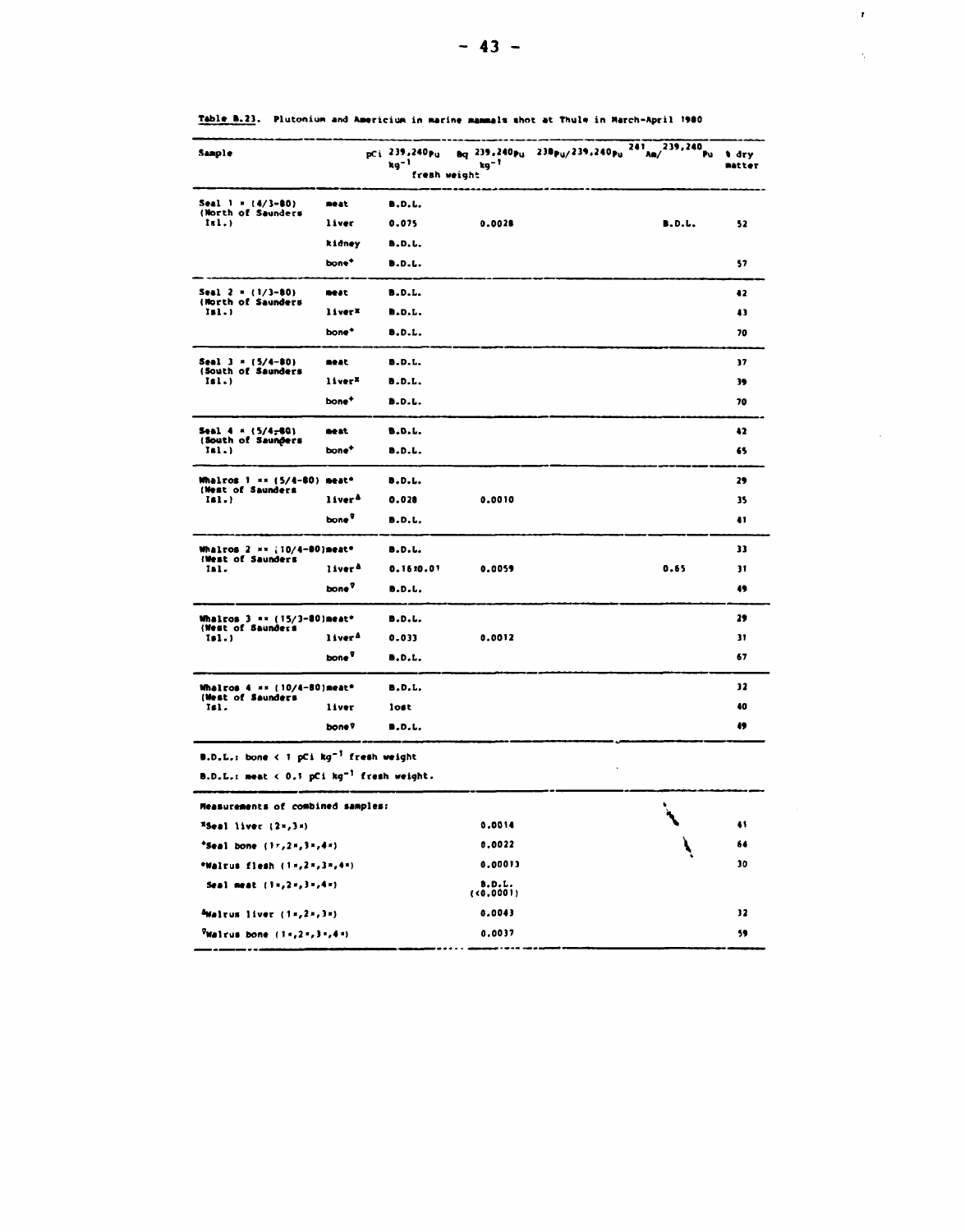**Table B.23.** Plutonium and Americium in marine mammals shot at Thule in March-April 1980

| Sample | | pCi $^{239,240}Pu$ $kg^{-1}$ fresh weight | Bq $^{239,240}Pu$ $kg^{-1}$ | $^{238}Pu/^{239,240}Pu$ | $^{241}Am/^{239,240}Pu$ | % dry matter |
|---|---|---|---|---|---|---|
| Seal 1 * (4/3-80) (North of Saunders Isl.) | meat | B.D.L. | | | | |
| | liver | 0.075 | 0.0028 | | B.D.L. | 52 |
| | kidney | B.D.L. | | | | |
| | bone+ | B.D.L. | | | | 57 |
| Seal 2 * (1/3-80) (North of Saunders Isl.) | meat | B.D.L. | | | | 42 |
| | liver* | B.D.L. | | | | 43 |
| | bone+ | B.D.L. | | | | 70 |
| Seal 3 * (5/4-80) (South of Saunders Isl.) | meat | B.D.L. | | | | 37 |
| | liver* | B.D.L. | | | | 39 |
| | bone+ | B.D.L. | | | | 70 |
| Seal 4 * (5/4-80) (South of Saunders Isl.) | meat | B.D.L. | | | | 42 |
| | bone+ | B.D.L. | | | | 65 |
| Whalros 1 ** (5/4-80) (West of Saunders Isl.) | meat* | B.D.L. | | | | 29 |
| | liver^Δ | 0.028 | 0.0010 | | | 35 |
| | bone^∇ | B.D.L. | | | | 41 |
| Whalros 2 ** (10/4-80) (West of Saunders Isl. | meat* | B.D.L. | | | | 33 |
| | liver^Δ | 0.16±0.07 | 0.0059 | | 0.65 | 31 |
| | bone^∇ | B.D.L. | | | | 49 |
| Whalros 3 ** (15/3-80) (West of Saunders Isl.) | meat* | B.D.L. | | | | 29 |
| | liver^Δ | 0.033 | 0.0012 | | | 31 |
| | bone^∇ | B.D.L. | | | | 67 |
| Whalros 4 ** (10/4-80) (West of Saunders Isl. | meat* | B.D.L. | | | | 32 |
| | liver | lost | | | | 40 |
| | bone^∇ | B.D.L. | | | | 49 |

B.D.L.: bone < 1 pCi $kg^{-1}$ fresh weight

B.D.L.: meat < 0.1 pCi $kg^{-1}$ fresh weight.

| Measurements of combined samples: | Bq $^{239,240}Pu$ $kg^{-1}$ | % dry matter |
|---|---|---|
| *Seal liver (2*,3*) | 0.0014 | 41 |
| +Seal bone (1*,2*,3*,4*) | 0.0022 | 64 |
| *Walrus flesh (1*,2*,3*,4*) | 0.00013 | 30 |
| Seal meat (1*,2*,3*,4*) | B.D.L. (<0.0001) | |
| ^ΔWalrus liver (1*,2*,3*) | 0.0043 | 32 |
| ^∇Walrus bone (1*,2*,3*,4*) | 0.0037 | 59 |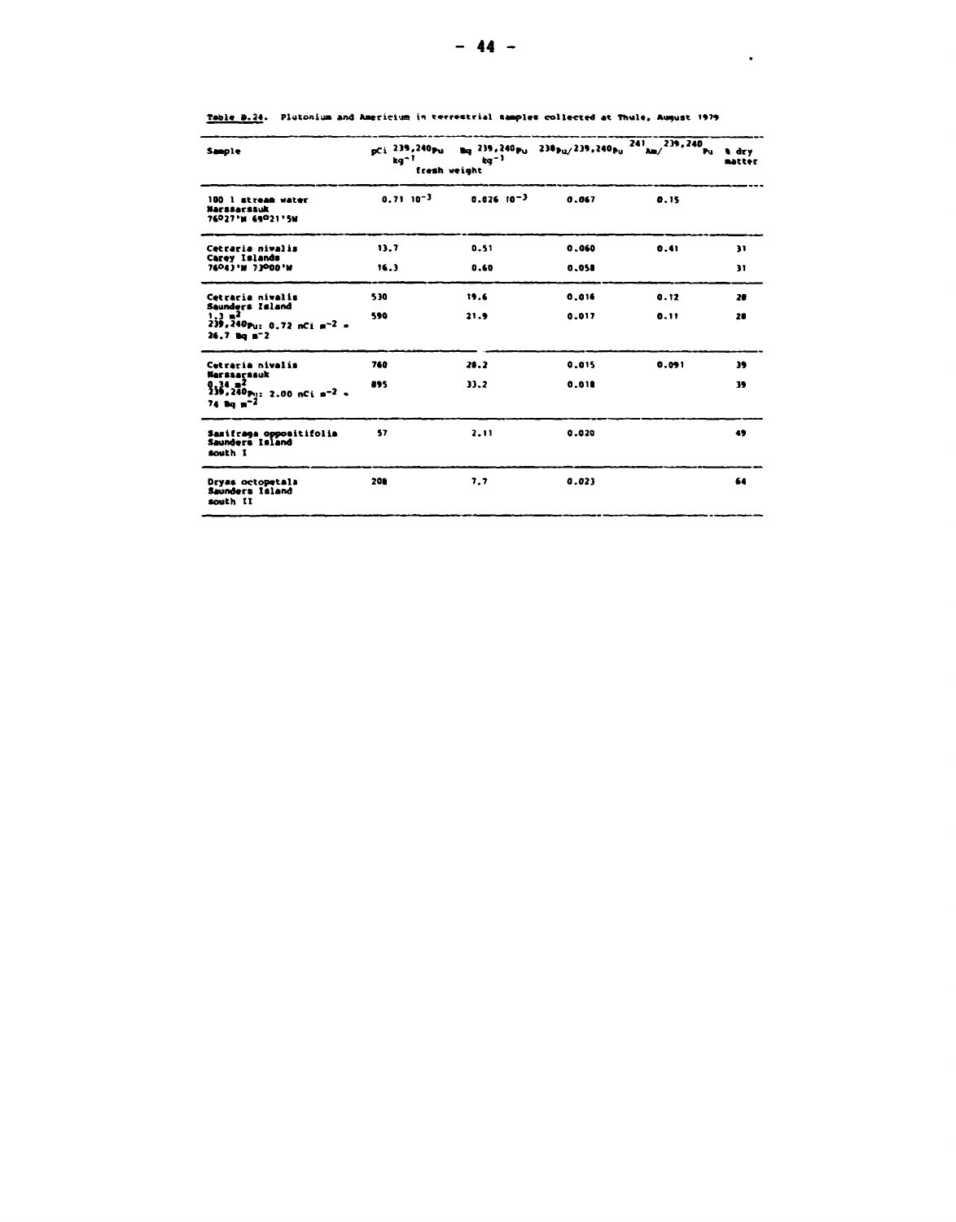Table B.24. Plutonium and Americium in terrestrial samples collected at Thule, August 1979

| Sample | pCi $^{239,240}Pu$ $kg^{-1}$ fresh weight | Bq $^{239,240}Pu$ $kg^{-1}$ fresh weight | $^{238}Pu/^{239,240}Pu$ | $^{241}Am/^{239,240}Pu$ | % dry matter |
|---|---|---|---|---|---|
| 100 l stream water Narssarssuk 76°27'N 69°21'5W | $0.71 \cdot 10^{-3}$ | $0.026 \cdot 10^{-3}$ | 0.067 | 0.15 | |
| Cetraria nivalis Carey Islands 76°43'N 73°00'W | 13.7 | 0.51 | 0.060 | 0.41 | 31 |
| | 16.3 | 0.60 | 0.058 | | 31 |
| Cetraria nivalis Saunders Island 1.3 $m^2$ $^{239,240}Pu$: 0.72 nCi $m^{-2}$ = 26.7 Bq $m^{-2}$ | 530 | 19.6 | 0.016 | 0.12 | 28 |
| | 590 | 21.9 | 0.017 | 0.11 | 28 |
| Cetraria nivalis Narssarssuk 0.34 $m^2$ $^{239,240}Pu$: 2.00 nCi $m^{-2}$ = 74 Bq $m^{-2}$ | 760 | 28.2 | 0.015 | 0.091 | 39 |
| | 895 | 33.2 | 0.018 | | 39 |
| Saxifraga oppositifolia Saunders Island south I | 57 | 2.11 | 0.020 | | 49 |
| Dryas octopetala Saunders Island south II | 208 | 7.7 | 0.023 | | 64 |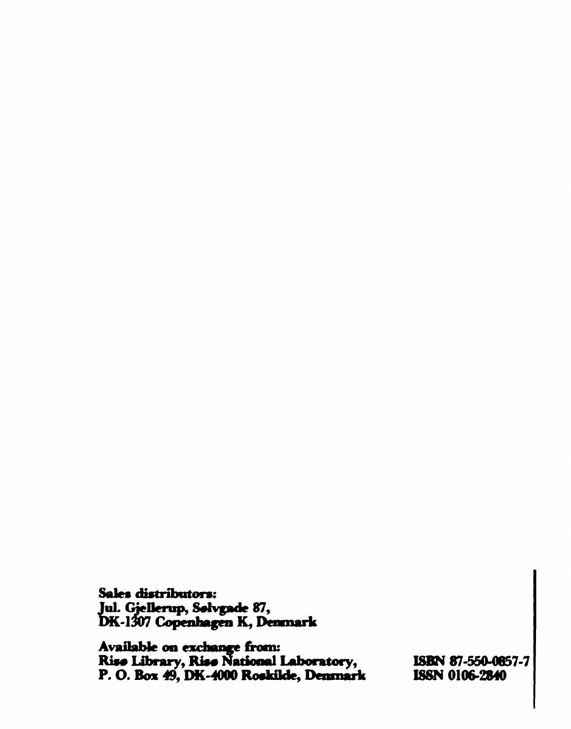**Sales distributors:**
**Jul. Gjellerup, Sølvgade 87,**
**DK-1307 Copenhagen K, Denmark**

**Available on exchange from:**
**Risø Library, Risø National Laboratory,**
**P. O. Box 49, DK-4000 Roskilde, Denmark**

**ISBN 87-550-0857-7**
**ISSN 0106-2840**